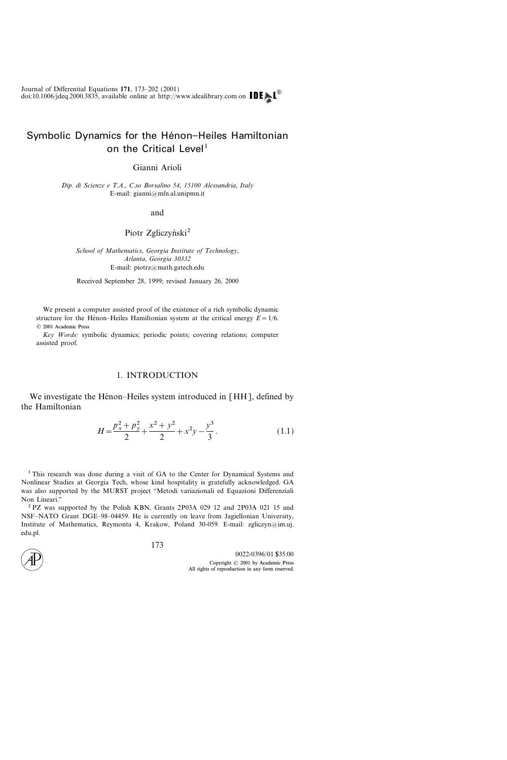# Symbolic Dynamics for the Hénon–Heiles Hamiltonian on the Critical Level[1]

Gianni Arioli

*Dip. di Scienze e T.A., C.so Borsalino 54, 15100 Alessandria, Italy*
E-mail: gianni@mfn.al.unipmn.it

and

Piotr Zgliczyński[2]

*School of Mathematics, Georgia Institute of Technology, Atlanta, Georgia 30332*
E-mail: piotrz@math.gatech.edu

Received September 28, 1999; revised January 26, 2000

We present a computer assisted proof of the existence of a rich symbolic dynamic structure for the Hénon–Heiles Hamiltonian system at the critical energy $E=1/6$. © 2001 Academic Press

*Key Words:* symbolic dynamics; periodic points; covering relations; computer assisted proof.

## 1. INTRODUCTION

We investigate the Hénon–Heiles system introduced in [HH], defined by the Hamiltonian

$$H=\frac{p_x^2+p_y^2}{2}+\frac{x^2+y^2}{2}+x^2y-\frac{y^3}{3}. \tag{1.1}$$

[1] This research was done during a visit of GA to the Center for Dynamical Systems and Nonlinear Studies at Georgia Tech, whose kind hospitality is gratefully acknowledged. GA was also supported by the MURST project "Metodi variazionali ed Equazioni Differenziali Non Lineari."

[2] PZ was supported by the Polish KBN, Grants 2P03A 029 12 and 2P03A 021 15 and NSF–NATO Grant DGE–98–04459. He is currently on leave from Jagiellonian University, Institute of Mathematics, Reymonta 4, Krakow, Poland 30-059. E-mail: zgliczyn@im.uj.edu.pl.

0022-0396/01 $35.00
Copyright © 2001 by Academic Press
All rights of reproduction in any form reserved.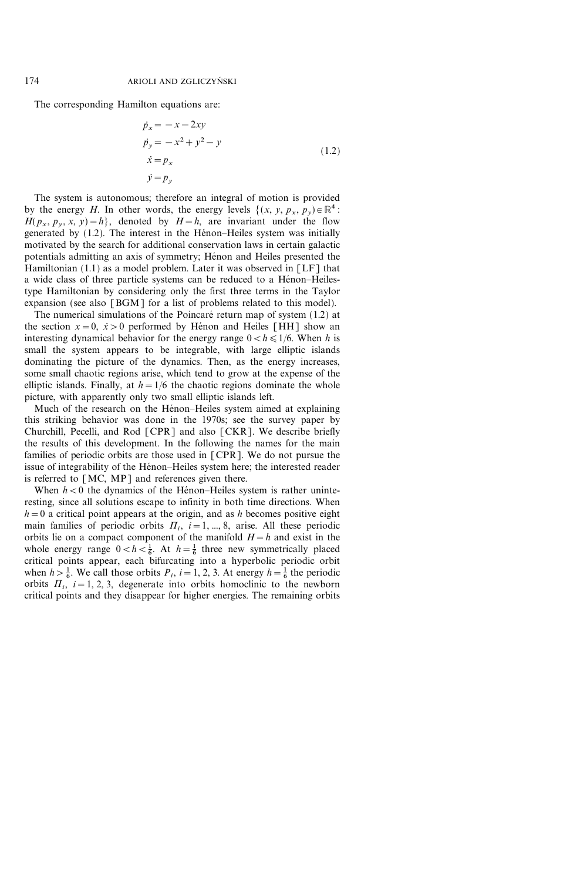The corresponding Hamilton equations are:

$$
\begin{aligned}
\dot{p}_x &= -x - 2xy \\
\dot{p}_y &= -x^2 + y^2 - y \\
\dot{x} &= p_x \\
\dot{y} &= p_y
\end{aligned}
\tag{1.2}
$$

The system is autonomous; therefore an integral of motion is provided by the energy $H$. In other words, the energy levels $\{(x, y, p_x, p_y) \in \mathbb{R}^4 : H(p_x, p_y, x, y) = h\}$, denoted by $H = h$, are invariant under the flow generated by (1.2). The interest in the Hénon–Heiles system was initially motivated by the search for additional conservation laws in certain galactic potentials admitting an axis of symmetry; Hénon and Heiles presented the Hamiltonian (1.1) as a model problem. Later it was observed in [LF] that a wide class of three particle systems can be reduced to a Hénon–Heiles-type Hamiltonian by considering only the first three terms in the Taylor expansion (see also [BGM] for a list of problems related to this model).

The numerical simulations of the Poincaré return map of system (1.2) at the section $x = 0$, $\dot{x} > 0$ performed by Hénon and Heiles [HH] show an interesting dynamical behavior for the energy range $0 < h \leqslant 1/6$. When $h$ is small the system appears to be integrable, with large elliptic islands dominating the picture of the dynamics. Then, as the energy increases, some small chaotic regions arise, which tend to grow at the expense of the elliptic islands. Finally, at $h = 1/6$ the chaotic regions dominate the whole picture, with apparently only two small elliptic islands left.

Much of the research on the Hénon–Heiles system aimed at explaining this striking behavior was done in the 1970s; see the survey paper by Churchill, Pecelli, and Rod [CPR] and also [CKR]. We describe briefly the results of this development. In the following the names for the main families of periodic orbits are those used in [CPR]. We do not pursue the issue of integrability of the Hénon–Heiles system here; the interested reader is referred to [MC, MP] and references given there.

When $h < 0$ the dynamics of the Hénon–Heiles system is rather uninteresting, since all solutions escape to infinity in both time directions. When $h = 0$ a critical point appears at the origin, and as $h$ becomes positive eight main families of periodic orbits $\Pi_i$, $i = 1, ..., 8$, arise. All these periodic orbits lie on a compact component of the manifold $H = h$ and exist in the whole energy range $0 < h < \frac{1}{6}$. At $h = \frac{1}{6}$ three new symmetrically placed critical points appear, each bifurcating into a hyperbolic periodic orbit when $h > \frac{1}{6}$. We call those orbits $P_i$, $i = 1, 2, 3$. At energy $h = \frac{1}{6}$ the periodic orbits $\Pi_i$, $i = 1, 2, 3$, degenerate into orbits homoclinic to the newborn critical points and they disappear for higher energies. The remaining orbits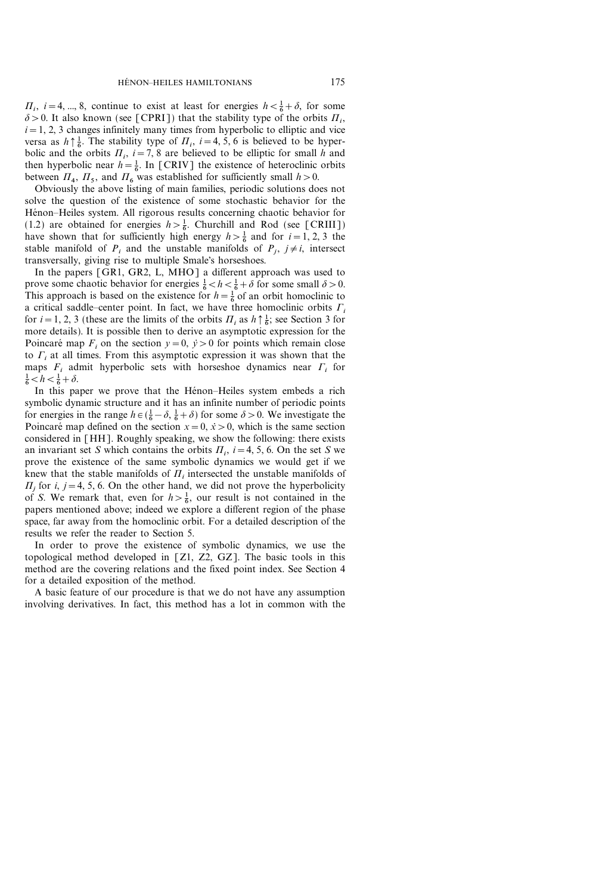$\Pi_i$, $i = 4, ..., 8$, continue to exist at least for energies $h < \frac{1}{6} + \delta$, for some $\delta > 0$. It also known (see [CPRI]) that the stability type of the orbits $\Pi_i$, $i = 1, 2, 3$ changes infinitely many times from hyperbolic to elliptic and vice versa as $h \uparrow \frac{1}{6}$. The stability type of $\Pi_i$, $i = 4, 5, 6$ is believed to be hyperbolic and the orbits $\Pi_i$, $i = 7, 8$ are believed to be elliptic for small $h$ and then hyperbolic near $h = \frac{1}{6}$. In [CRIV] the existence of heteroclinic orbits between $\Pi_4$, $\Pi_5$, and $\Pi_6$ was established for sufficiently small $h > 0$.

Obviously the above listing of main families, periodic solutions does not solve the question of the existence of some stochastic behavior for the Hénon–Heiles system. All rigorous results concerning chaotic behavior for (1.2) are obtained for energies $h > \frac{1}{6}$. Churchill and Rod (see [CRIII]) have shown that for sufficiently high energy $h > \frac{1}{6}$ and for $i = 1, 2, 3$ the stable manifold of $P_i$ and the unstable manifolds of $P_j$, $j \neq i$, intersect transversally, giving rise to multiple Smale's horseshoes.

In the papers [GR1, GR2, L, MHO] a different approach was used to prove some chaotic behavior for energies $\frac{1}{6} < h < \frac{1}{6} + \delta$ for some small $\delta > 0$. This approach is based on the existence for $h = \frac{1}{6}$ of an orbit homoclinic to a critical saddle–center point. In fact, we have three homoclinic orbits $\Gamma_i$ for $i = 1, 2, 3$ (these are the limits of the orbits $\Pi_i$ as $h \uparrow \frac{1}{6}$; see Section 3 for more details). It is possible then to derive an asymptotic expression for the Poincaré map $F_i$ on the section $y = 0$, $\dot{y} > 0$ for points which remain close to $\Gamma_i$ at all times. From this asymptotic expression it was shown that the maps $F_i$ admit hyperbolic sets with horseshoe dynamics near $\Gamma_i$ for $\frac{1}{6} < h < \frac{1}{6} + \delta$.

In this paper we prove that the Hénon–Heiles system embeds a rich symbolic dynamic structure and it has an infinite number of periodic points for energies in the range $h \in (\frac{1}{6} - \delta, \frac{1}{6} + \delta)$ for some $\delta > 0$. We investigate the Poincaré map defined on the section $x = 0$, $\dot{x} > 0$, which is the same section considered in [HH]. Roughly speaking, we show the following: there exists an invariant set $S$ which contains the orbits $\Pi_i$, $i = 4, 5, 6$. On the set $S$ we prove the existence of the same symbolic dynamics we would get if we knew that the stable manifolds of $\Pi_i$ intersected the unstable manifolds of $\Pi_j$ for $i, j = 4, 5, 6$. On the other hand, we did not prove the hyperbolicity of $S$. We remark that, even for $h > \frac{1}{6}$, our result is not contained in the papers mentioned above; indeed we explore a different region of the phase space, far away from the homoclinic orbit. For a detailed description of the results we refer the reader to Section 5.

In order to prove the existence of symbolic dynamics, we use the topological method developed in [Z1, Z2, GZ]. The basic tools in this method are the covering relations and the fixed point index. See Section 4 for a detailed exposition of the method.

A basic feature of our procedure is that we do not have any assumption involving derivatives. In fact, this method has a lot in common with the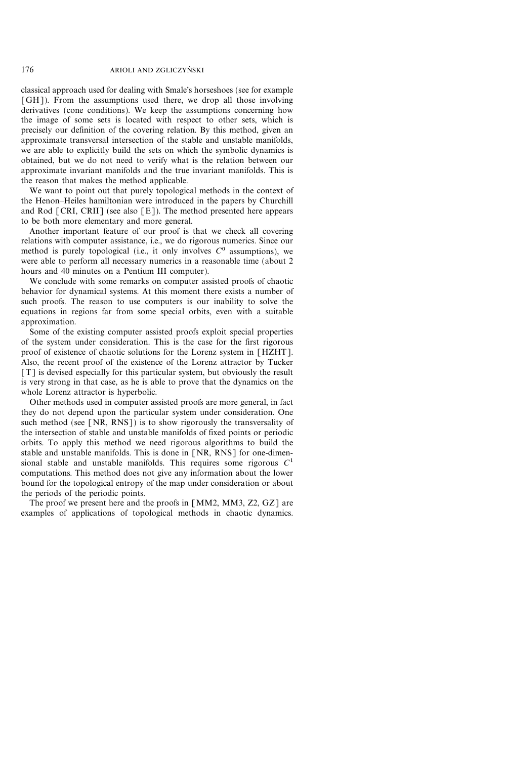classical approach used for dealing with Smale's horseshoes (see for example [GH]). From the assumptions used there, we drop all those involving derivatives (cone conditions). We keep the assumptions concerning how the image of some sets is located with respect to other sets, which is precisely our definition of the covering relation. By this method, given an approximate transversal intersection of the stable and unstable manifolds, we are able to explicitly build the sets on which the symbolic dynamics is obtained, but we do not need to verify what is the relation between our approximate invariant manifolds and the true invariant manifolds. This is the reason that makes the method applicable.

We want to point out that purely topological methods in the context of the Henon–Heiles hamiltonian were introduced in the papers by Churchill and Rod [CRI, CRII] (see also [E]). The method presented here appears to be both more elementary and more general.

Another important feature of our proof is that we check all covering relations with computer assistance, i.e., we do rigorous numerics. Since our method is purely topological (i.e., it only involves $C^0$ assumptions), we were able to perform all necessary numerics in a reasonable time (about 2 hours and 40 minutes on a Pentium III computer).

We conclude with some remarks on computer assisted proofs of chaotic behavior for dynamical systems. At this moment there exists a number of such proofs. The reason to use computers is our inability to solve the equations in regions far from some special orbits, even with a suitable approximation.

Some of the existing computer assisted proofs exploit special properties of the system under consideration. This is the case for the first rigorous proof of existence of chaotic solutions for the Lorenz system in [HZHT]. Also, the recent proof of the existence of the Lorenz attractor by Tucker [T] is devised especially for this particular system, but obviously the result is very strong in that case, as he is able to prove that the dynamics on the whole Lorenz attractor is hyperbolic.

Other methods used in computer assisted proofs are more general, in fact they do not depend upon the particular system under consideration. One such method (see [NR, RNS]) is to show rigorously the transversality of the intersection of stable and unstable manifolds of fixed points or periodic orbits. To apply this method we need rigorous algorithms to build the stable and unstable manifolds. This is done in [NR, RNS] for one-dimensional stable and unstable manifolds. This requires some rigorous $C^1$ computations. This method does not give any information about the lower bound for the topological entropy of the map under consideration or about the periods of the periodic points.

The proof we present here and the proofs in [MM2, MM3, Z2, GZ] are examples of applications of topological methods in chaotic dynamics.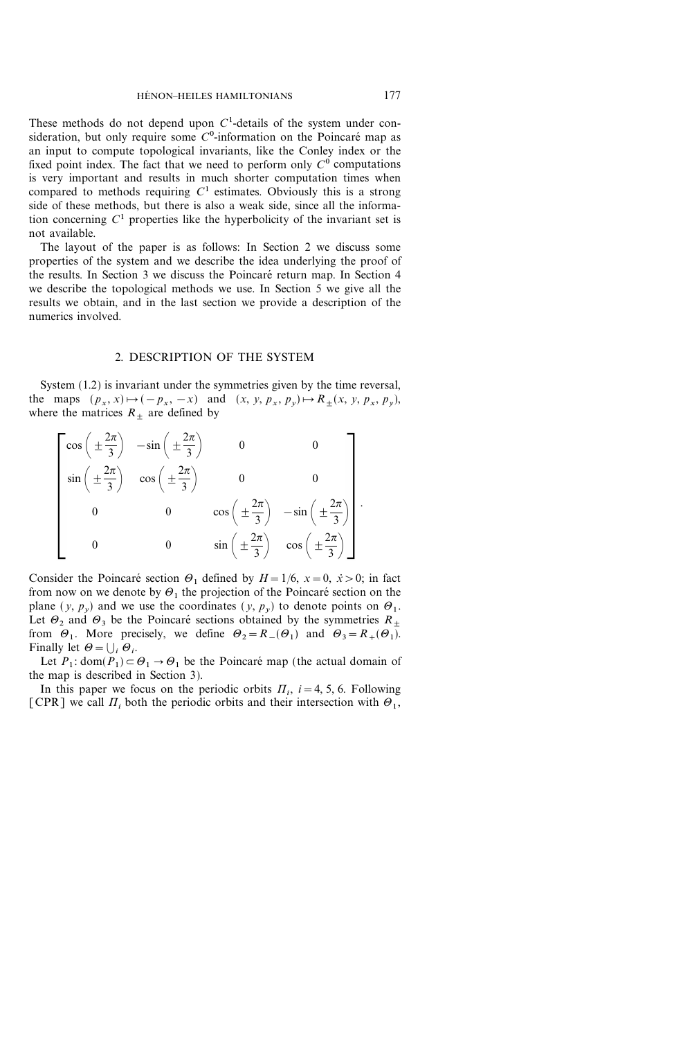These methods do not depend upon $C^1$-details of the system under consideration, but only require some $C^0$-information on the Poincaré map as an input to compute topological invariants, like the Conley index or the fixed point index. The fact that we need to perform only $C^0$ computations is very important and results in much shorter computation times when compared to methods requiring $C^1$ estimates. Obviously this is a strong side of these methods, but there is also a weak side, since all the information concerning $C^1$ properties like the hyperbolicity of the invariant set is not available.

The layout of the paper is as follows: In Section 2 we discuss some properties of the system and we describe the idea underlying the proof of the results. In Section 3 we discuss the Poincaré return map. In Section 4 we describe the topological methods we use. In Section 5 we give all the results we obtain, and in the last section we provide a description of the numerics involved.

## 2. DESCRIPTION OF THE SYSTEM

System (1.2) is invariant under the symmetries given by the time reversal, the maps $(p_x, x) \mapsto (-p_x, -x)$ and $(x, y, p_x, p_y) \mapsto R_{\pm}(x, y, p_x, p_y)$, where the matrices $R_{\pm}$ are defined by

$$\begin{bmatrix} \cos\left(\pm\frac{2\pi}{3}\right) & -\sin\left(\pm\frac{2\pi}{3}\right) & 0 & 0 \\ \sin\left(\pm\frac{2\pi}{3}\right) & \cos\left(\pm\frac{2\pi}{3}\right) & 0 & 0 \\ 0 & 0 & \cos\left(\pm\frac{2\pi}{3}\right) & -\sin\left(\pm\frac{2\pi}{3}\right) \\ 0 & 0 & \sin\left(\pm\frac{2\pi}{3}\right) & \cos\left(\pm\frac{2\pi}{3}\right) \end{bmatrix}.$$

Consider the Poincaré section $\Theta_1$ defined by $H = 1/6$, $x = 0$, $\dot{x} > 0$; in fact from now on we denote by $\Theta_1$ the projection of the Poincaré section on the plane $(y, p_y)$ and we use the coordinates $(y, p_y)$ to denote points on $\Theta_1$. Let $\Theta_2$ and $\Theta_3$ be the Poincaré sections obtained by the symmetries $R_{\pm}$ from $\Theta_1$. More precisely, we define $\Theta_2 = R_{-}(\Theta_1)$ and $\Theta_3 = R_{+}(\Theta_1)$. Finally let $\Theta = \bigcup_i \Theta_i$.

Let $P_1$: $\mathrm{dom}(P_1) \subset \Theta_1 \to \Theta_1$ be the Poincaré map (the actual domain of the map is described in Section 3).

In this paper we focus on the periodic orbits $\Pi_i$, $i = 4, 5, 6$. Following [CPR] we call $\Pi_i$ both the periodic orbits and their intersection with $\Theta_1$,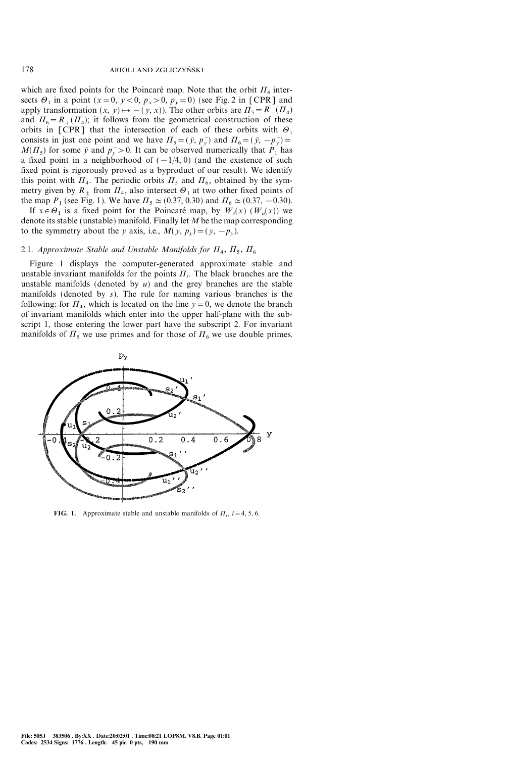which are fixed points for the Poincaré map. Note that the orbit $\Pi_4$ intersects $\Theta_1$ in a point $(x=0,\ y<0,\ p_x>0,\ p_y=0)$ (see Fig. 2 in [CPR] and apply transformation $(x, y) \mapsto -(y, x)$). The other orbits are $\Pi_5 = R_-(\Pi_4)$ and $\Pi_6 = R_+(\Pi_4)$; it follows from the geometrical construction of these orbits in [CPR] that the intersection of each of these orbits with $\Theta_1$ consists in just one point and we have $\Pi_5 = (\bar{y}, p_{\bar{y}}^-)$ and $\Pi_6 = (\bar{y}, -p_{\bar{y}}^-) = M(\Pi_5)$ for some $\bar{y}$ and $p_{\bar{y}}^- > 0$. It can be observed numerically that $P_1$ has a fixed point in a neighborhood of $(-1/4, 0)$ (and the existence of such fixed point is rigorously proved as a byproduct of our result). We identify this point with $\Pi_4$. The periodic orbits $\Pi_5$ and $\Pi_6$, obtained by the symmetry given by $R_\pm$ from $\Pi_4$, also intersect $\Theta_1$ at two other fixed points of the map $P_1$ (see Fig. 1). We have $\Pi_5 \simeq (0.37, 0.30)$ and $\Pi_6 \simeq (0.37, -0.30)$.

If $x \in \Theta_1$ is a fixed point for the Poincaré map, by $W_s(x)$ ($W_u(x)$) we denote its stable (unstable) manifold. Finally let $M$ be the map corresponding to the symmetry about the $y$ axis, i.e., $M(y, p_y) = (y, -p_y)$.

## 2.1. *Approximate Stable and Unstable Manifolds for $\Pi_4$, $\Pi_5$, $\Pi_6$*

Figure 1 displays the computer-generated approximate stable and unstable invariant manifolds for the points $\Pi_i$. The black branches are the unstable manifolds (denoted by $u$) and the grey branches are the stable manifolds (denoted by $s$). The rule for naming various branches is the following: for $\Pi_4$, which is located on the line $y=0$, we denote the branch of invariant manifolds which enter into the upper half-plane with the subscript 1, those entering the lower part have the subscript 2. For invariant manifolds of $\Pi_5$ we use primes and for those of $\Pi_6$ we use double primes.

**FIG. 1.** Approximate stable and unstable manifolds of $\Pi_i$, $i=4, 5, 6$.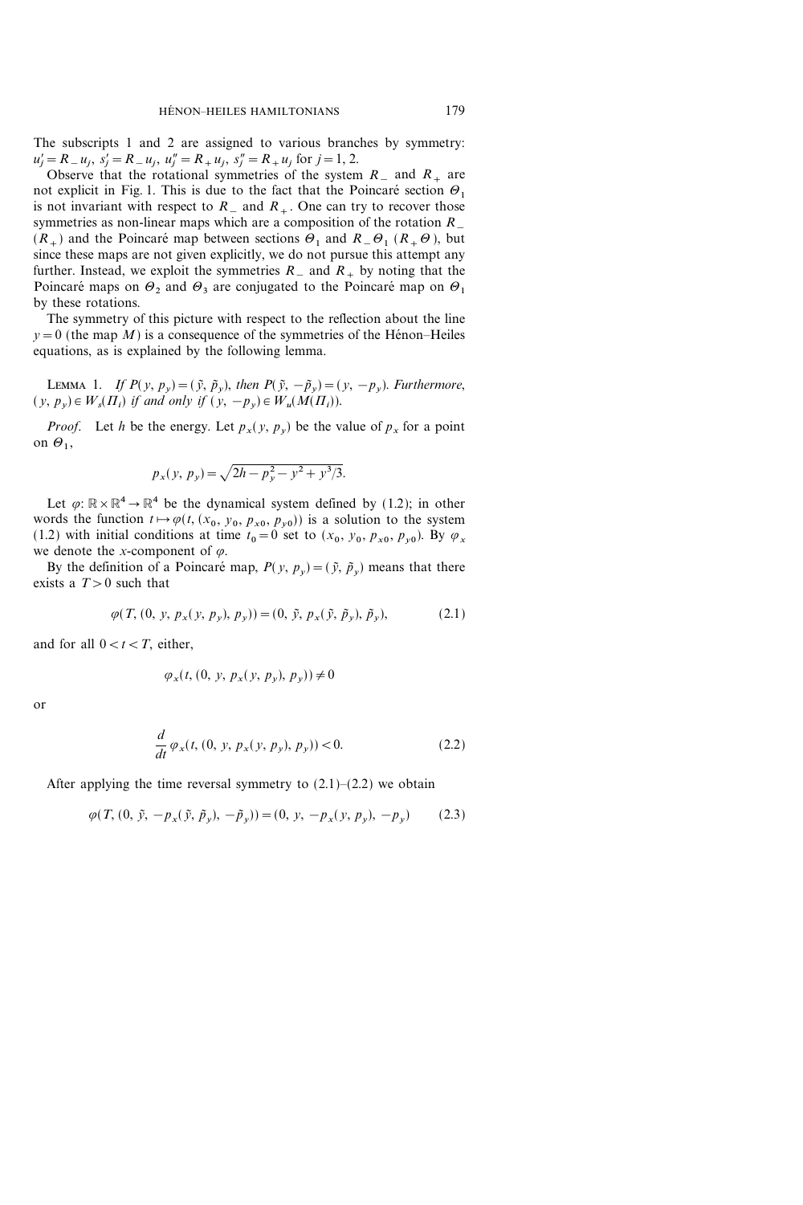The subscripts 1 and 2 are assigned to various branches by symmetry: $u_j' = R_- u_j$, $s_j' = R_- u_j$, $u_j'' = R_+ u_j$, $s_j'' = R_+ u_j$ for $j = 1, 2$.

Observe that the rotational symmetries of the system $R_-$ and $R_+$ are not explicit in Fig. 1. This is due to the fact that the Poincaré section $\Theta_1$ is not invariant with respect to $R_-$ and $R_+$. One can try to recover those symmetries as non-linear maps which are a composition of the rotation $R_-$ ($R_+$) and the Poincaré map between sections $\Theta_1$ and $R_- \Theta_1$ ($R_+ \Theta$), but since these maps are not given explicitly, we do not pursue this attempt any further. Instead, we exploit the symmetries $R_-$ and $R_+$ by noting that the Poincaré maps on $\Theta_2$ and $\Theta_3$ are conjugated to the Poincaré map on $\Theta_1$ by these rotations.

The symmetry of this picture with respect to the reflection about the line $y = 0$ (the map $M$) is a consequence of the symmetries of the Hénon–Heiles equations, as is explained by the following lemma.

LEMMA 1. *If* $P(y, p_y) = (\tilde{y}, \tilde{p}_y)$, *then* $P(\tilde{y}, -\tilde{p}_y) = (y, -p_y)$. *Furthermore,* $(y, p_y) \in W_s(\Pi_i)$ *if and only if* $(y, -p_y) \in W_u(M(\Pi_i))$.

*Proof.* Let $h$ be the energy. Let $p_x(y, p_y)$ be the value of $p_x$ for a point on $\Theta_1$,

$$p_x(y, p_y) = \sqrt{2h - p_y^2 - y^2 + y^3/3}.$$

Let $\varphi \colon \mathbb{R} \times \mathbb{R}^4 \to \mathbb{R}^4$ be the dynamical system defined by (1.2); in other words the function $t \mapsto \varphi(t, (x_0, y_0, p_{x0}, p_{y0}))$ is a solution to the system (1.2) with initial conditions at time $t_0 = 0$ set to $(x_0, y_0, p_{x0}, p_{y0})$. By $\varphi_x$ we denote the $x$-component of $\varphi$.

By the definition of a Poincaré map, $P(y, p_y) = (\tilde{y}, \tilde{p}_y)$ means that there exists a $T > 0$ such that

$$\varphi(T, (0, y, p_x(y, p_y), p_y)) = (0, \tilde{y}, p_x(\tilde{y}, \tilde{p}_y), \tilde{p}_y), \tag{2.1}$$

and for all $0 < t < T$, either,

$$\varphi_x(t, (0, y, p_x(y, p_y), p_y)) \neq 0$$

or

$$\frac{d}{dt} \varphi_x(t, (0, y, p_x(y, p_y), p_y)) < 0. \tag{2.2}$$

After applying the time reversal symmetry to (2.1)–(2.2) we obtain

$$\varphi(T, (0, \tilde{y}, -p_x(\tilde{y}, \tilde{p}_y), -\tilde{p}_y)) = (0, y, -p_x(y, p_y), -p_y) \tag{2.3}$$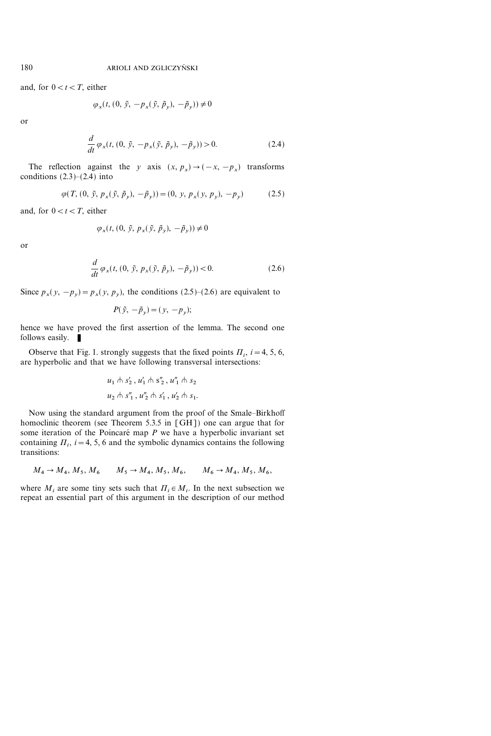and, for $0 < t < T$, either

$$\varphi_x(t, (0, \tilde{y}, -p_x(\tilde{y}, \tilde{p}_y), -\tilde{p}_y)) \neq 0$$

or

$$\frac{d}{dt} \varphi_x(t, (0, \tilde{y}, -p_x(\tilde{y}, \tilde{p}_y), -\tilde{p}_y)) > 0. \tag{2.4}$$

The reflection against the $y$ axis $(x, p_x) \to (-x, -p_x)$ transforms conditions (2.3)–(2.4) into

$$\varphi(T, (0, \tilde{y}, p_x(\tilde{y}, \tilde{p}_y), -\tilde{p}_y)) = (0, y, p_x(y, p_y), -p_y) \tag{2.5}$$

and, for $0 < t < T$, either

$$\varphi_x(t, (0, \tilde{y}, p_x(\tilde{y}, \tilde{p}_y), -\tilde{p}_y)) \neq 0$$

or

$$\frac{d}{dt} \varphi_x(t, (0, \tilde{y}, p_x(\tilde{y}, \tilde{p}_y), -\tilde{p}_y)) < 0. \tag{2.6}$$

Since $p_x(y, -p_y) = p_x(y, p_y)$, the conditions (2.5)–(2.6) are equivalent to

$$P(\tilde{y}, -\tilde{p}_y) = (y, -p_y);$$

hence we have proved the first assertion of the lemma. The second one follows easily. ∎

Observe that Fig. 1. strongly suggests that the fixed points $\Pi_i$, $i = 4, 5, 6$, are hyperbolic and that we have following transversal intersections:

$$u_1 \pitchfork s_2', \; u_1' \pitchfork s_2'', \; u_1'' \pitchfork s_2$$
$$u_2 \pitchfork s_1'', \; u_2'' \pitchfork s_1', \; u_2' \pitchfork s_1.$$

Now using the standard argument from the proof of the Smale–Birkhoff homoclinic theorem (see Theorem 5.3.5 in [GH]) one can argue that for some iteration of the Poincaré map $P$ we have a hyperbolic invariant set containing $\Pi_i$, $i = 4, 5, 6$ and the symbolic dynamics contains the following transitions:

$$M_4 \to M_4, M_5, M_6 \qquad M_5 \to M_4, M_5, M_6, \qquad M_6 \to M_4, M_5, M_6,$$

where $M_i$ are some tiny sets such that $\Pi_i \in M_i$. In the next subsection we repeat an essential part of this argument in the description of our method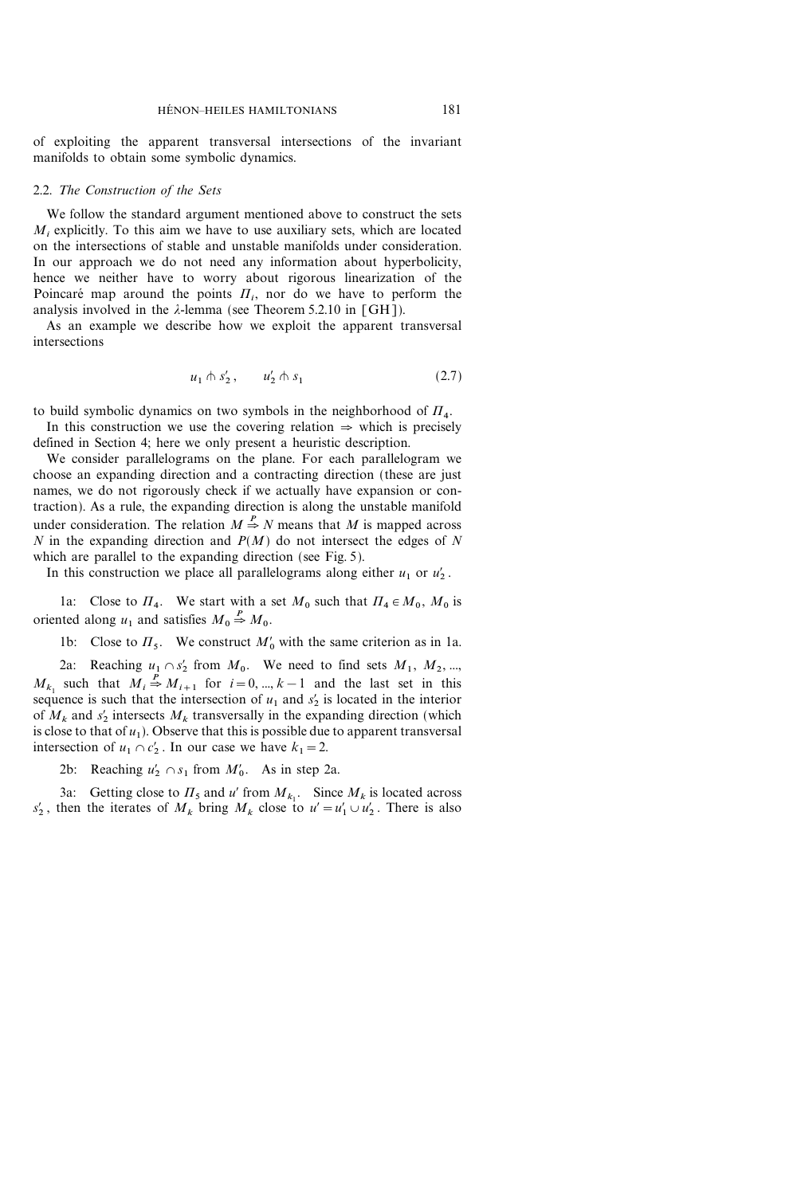of exploiting the apparent transversal intersections of the invariant manifolds to obtain some symbolic dynamics.

### 2.2. *The Construction of the Sets*

We follow the standard argument mentioned above to construct the sets $M_i$ explicitly. To this aim we have to use auxiliary sets, which are located on the intersections of stable and unstable manifolds under consideration. In our approach we do not need any information about hyperbolicity, hence we neither have to worry about rigorous linearization of the Poincaré map around the points $\Pi_i$, nor do we have to perform the analysis involved in the $\lambda$-lemma (see Theorem 5.2.10 in [GH]).

As an example we describe how we exploit the apparent transversal intersections

$$u_1 \pitchfork s_2', \qquad u_2' \pitchfork s_1 \tag{2.7}$$

to build symbolic dynamics on two symbols in the neighborhood of $\Pi_4$.

In this construction we use the covering relation $\Rightarrow$ which is precisely defined in Section 4; here we only present a heuristic description.

We consider parallelograms on the plane. For each parallelogram we choose an expanding direction and a contracting direction (these are just names, we do not rigorously check if we actually have expansion or contraction). As a rule, the expanding direction is along the unstable manifold under consideration. The relation $M \overset{P}{\Rightarrow} N$ means that $M$ is mapped across $N$ in the expanding direction and $P(M)$ do not intersect the edges of $N$ which are parallel to the expanding direction (see Fig. 5).

In this construction we place all parallelograms along either $u_1$ or $u_2'$.

1a: Close to $\Pi_4$. We start with a set $M_0$ such that $\Pi_4 \in M_0$, $M_0$ is oriented along $u_1$ and satisfies $M_0 \overset{P}{\Rightarrow} M_0$.

1b: Close to $\Pi_5$. We construct $M_0'$ with the same criterion as in 1a.

2a: Reaching $u_1 \cap s_2'$ from $M_0$. We need to find sets $M_1$, $M_2$, ..., $M_{k_1}$ such that $M_i \overset{P}{\Rightarrow} M_{i+1}$ for $i = 0, ..., k-1$ and the last set in this sequence is such that the intersection of $u_1$ and $s_2'$ is located in the interior of $M_k$ and $s_2'$ intersects $M_k$ transversally in the expanding direction (which is close to that of $u_1$). Observe that this is possible due to apparent transversal intersection of $u_1 \cap c_2'$. In our case we have $k_1 = 2$.

2b: Reaching $u_2' \cap s_1$ from $M_0'$. As in step 2a.

3a: Getting close to $\Pi_5$ and $u'$ from $M_{k_1}$. Since $M_k$ is located across $s_2'$, then the iterates of $M_k$ bring $M_k$ close to $u' = u_1' \cup u_2'$. There is also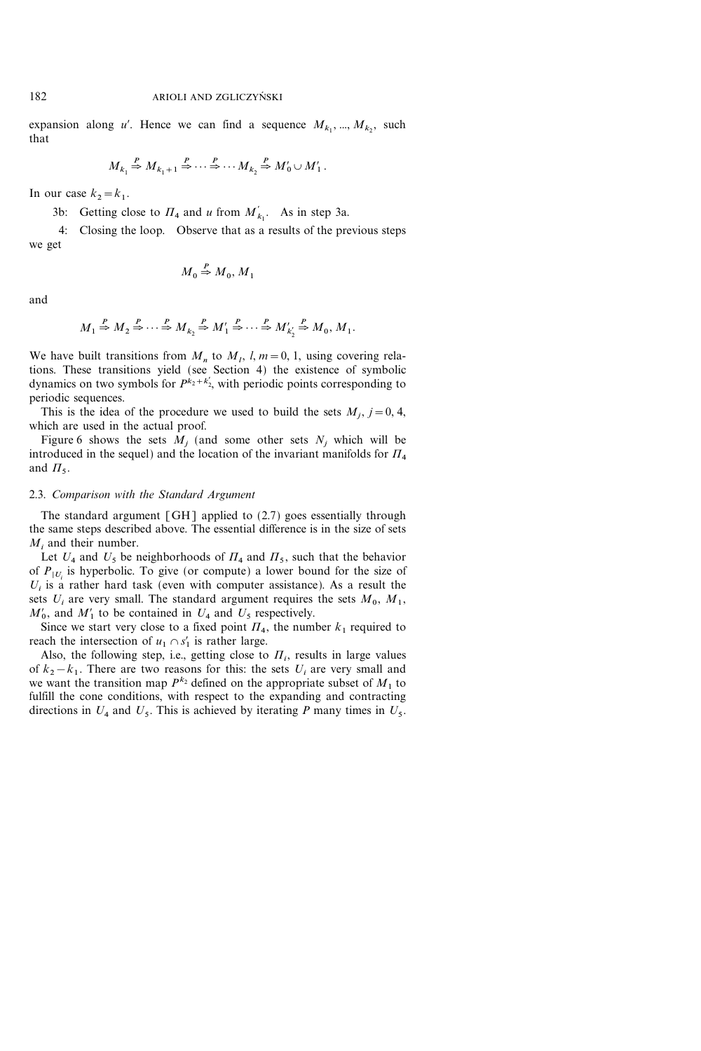expansion along $u'$. Hence we can find a sequence $M_{k_1}, ..., M_{k_2}$, such that

$$M_{k_1} \overset{P}{\Rightarrow} M_{k_1+1} \overset{P}{\Rightarrow} \cdots \overset{P}{\Rightarrow} \cdots M_{k_2} \overset{P}{\Rightarrow} M'_0 \cup M'_1 .$$

In our case $k_2 = k_1$.

3b: Getting close to $\Pi_4$ and $u$ from $M'_{k_1}$. As in step 3a.

4: Closing the loop. Observe that as a results of the previous steps we get

$$M_0 \overset{P}{\Rightarrow} M_0, M_1$$

and

$$M_1 \overset{P}{\Rightarrow} M_2 \overset{P}{\Rightarrow} \cdots \overset{P}{\Rightarrow} M_{k_2} \overset{P}{\Rightarrow} M'_1 \overset{P}{\Rightarrow} \cdots \overset{P}{\Rightarrow} M'_{k'_2} \overset{P}{\Rightarrow} M_0, M_1.$$

We have built transitions from $M_n$ to $M_l$, $l, m = 0, 1$, using covering relations. These transitions yield (see Section 4) the existence of symbolic dynamics on two symbols for $P^{k_2 + k'_2}$, with periodic points corresponding to periodic sequences.

This is the idea of the procedure we used to build the sets $M_j$, $j = 0, 4$, which are used in the actual proof.

Figure 6 shows the sets $M_j$ (and some other sets $N_j$ which will be introduced in the sequel) and the location of the invariant manifolds for $\Pi_4$ and $\Pi_5$.

### 2.3. Comparison with the Standard Argument

The standard argument [GH] applied to (2.7) goes essentially through the same steps described above. The essential difference is in the size of sets $M_i$ and their number.

Let $U_4$ and $U_5$ be neighborhoods of $\Pi_4$ and $\Pi_5$, such that the behavior of $P_{|U_i}$ is hyperbolic. To give (or compute) a lower bound for the size of $U_i$ is a rather hard task (even with computer assistance). As a result the sets $U_i$ are very small. The standard argument requires the sets $M_0$, $M_1$, $M'_0$, and $M'_1$ to be contained in $U_4$ and $U_5$ respectively.

Since we start very close to a fixed point $\Pi_4$, the number $k_1$ required to reach the intersection of $u_1 \cap s'_1$ is rather large.

Also, the following step, i.e., getting close to $\Pi_i$, results in large values of $k_2 - k_1$. There are two reasons for this: the sets $U_i$ are very small and we want the transition map $P^{k_2}$ defined on the appropriate subset of $M_1$ to fulfill the cone conditions, with respect to the expanding and contracting directions in $U_4$ and $U_5$. This is achieved by iterating $P$ many times in $U_5$.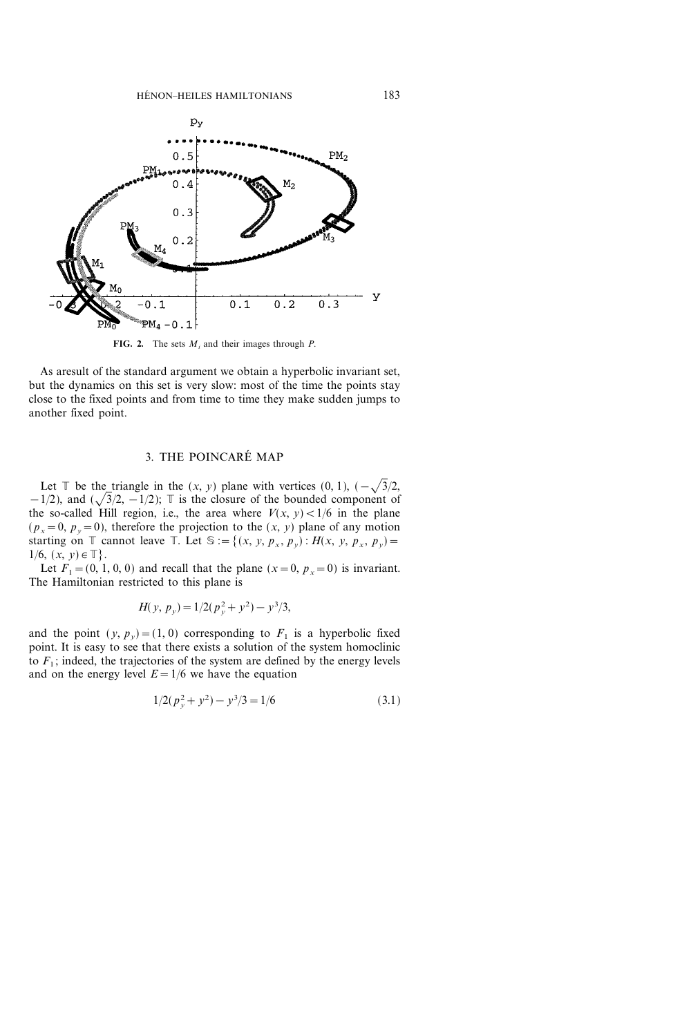**FIG. 2.** The sets $M_i$ and their images through $P$.

As aresult of the standard argument we obtain a hyperbolic invariant set, but the dynamics on this set is very slow: most of the time the points stay close to the fixed points and from time to time they make sudden jumps to another fixed point.

## 3. THE POINCARÉ MAP

Let $\mathbb{T}$ be the triangle in the $(x, y)$ plane with vertices $(0, 1)$, $(-\sqrt{3}/2, -1/2)$, and $(\sqrt{3}/2, -1/2)$; $\mathbb{T}$ is the closure of the bounded component of the so-called Hill region, i.e., the area where $V(x, y) < 1/6$ in the plane $(p_x = 0, p_y = 0)$, therefore the projection to the $(x, y)$ plane of any motion starting on $\mathbb{T}$ cannot leave $\mathbb{T}$. Let $\mathbb{S} := \{(x, y, p_x, p_y) : H(x, y, p_x, p_y) = 1/6, (x, y) \in \mathbb{T}\}$.

Let $F_1 = (0, 1, 0, 0)$ and recall that the plane $(x = 0, p_x = 0)$ is invariant. The Hamiltonian restricted to this plane is

$$H(y, p_y) = 1/2(p_y^2 + y^2) - y^3/3,$$

and the point $(y, p_y) = (1, 0)$ corresponding to $F_1$ is a hyperbolic fixed point. It is easy to see that there exists a solution of the system homoclinic to $F_1$; indeed, the trajectories of the system are defined by the energy levels and on the energy level $E = 1/6$ we have the equation

$$1/2(p_y^2 + y^2) - y^3/3 = 1/6 \tag{3.1}$$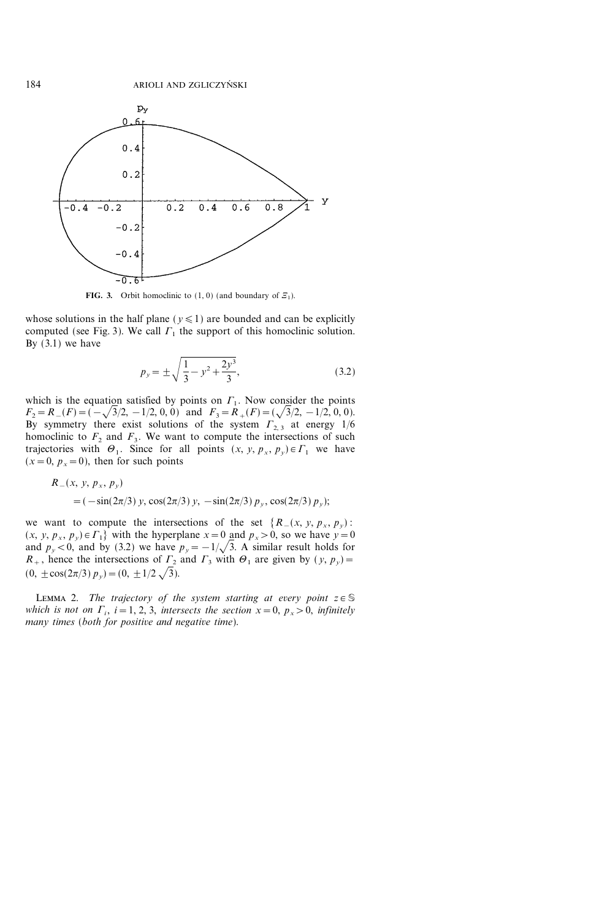FIG. 3. Orbit homoclinic to $(1, 0)$ (and boundary of $\Xi_1$).

whose solutions in the half plane $(y \leqslant 1)$ are bounded and can be explicitly computed (see Fig. 3). We call $\Gamma_1$ the support of this homoclinic solution. By (3.1) we have

$$p_y = \pm \sqrt{\frac{1}{3} - y^2 + \frac{2y^3}{3}}, \tag{3.2}$$

which is the equation satisfied by points on $\Gamma_1$. Now consider the points $F_2 = R_-(F) = (-\sqrt{3}/2, -1/2, 0, 0)$ and $F_3 = R_+(F) = (\sqrt{3}/2, -1/2, 0, 0)$. By symmetry there exist solutions of the system $\Gamma_{2,3}$ at energy 1/6 homoclinic to $F_2$ and $F_3$. We want to compute the intersections of such trajectories with $\Theta_1$. Since for all points $(x, y, p_x, p_y) \in \Gamma_1$ we have $(x = 0, p_x = 0)$, then for such points

$$\begin{aligned} &R_-(x, y, p_x, p_y) \\ &\quad = (-\sin(2\pi/3)\, y, \cos(2\pi/3)\, y, -\sin(2\pi/3)\, p_y, \cos(2\pi/3)\, p_y); \end{aligned}$$

we want to compute the intersections of the set $\{R_-(x, y, p_x, p_y) : (x, y, p_x, p_y) \in \Gamma_1\}$ with the hyperplane $x = 0$ and $p_x > 0$, so we have $y = 0$ and $p_y < 0$, and by (3.2) we have $p_y = -1/\sqrt{3}$. A similar result holds for $R_+$, hence the intersections of $\Gamma_2$ and $\Gamma_3$ with $\Theta_1$ are given by $(y, p_y) = (0, \pm\cos(2\pi/3)\, p_y) = (0, \pm 1/2\sqrt{3})$.

LEMMA 2. *The trajectory of the system starting at every point $z \in \mathbb{S}$ which is not on $\Gamma_i$, $i = 1, 2, 3$, intersects the section $x = 0$, $p_x > 0$, infinitely many times (both for positive and negative time).*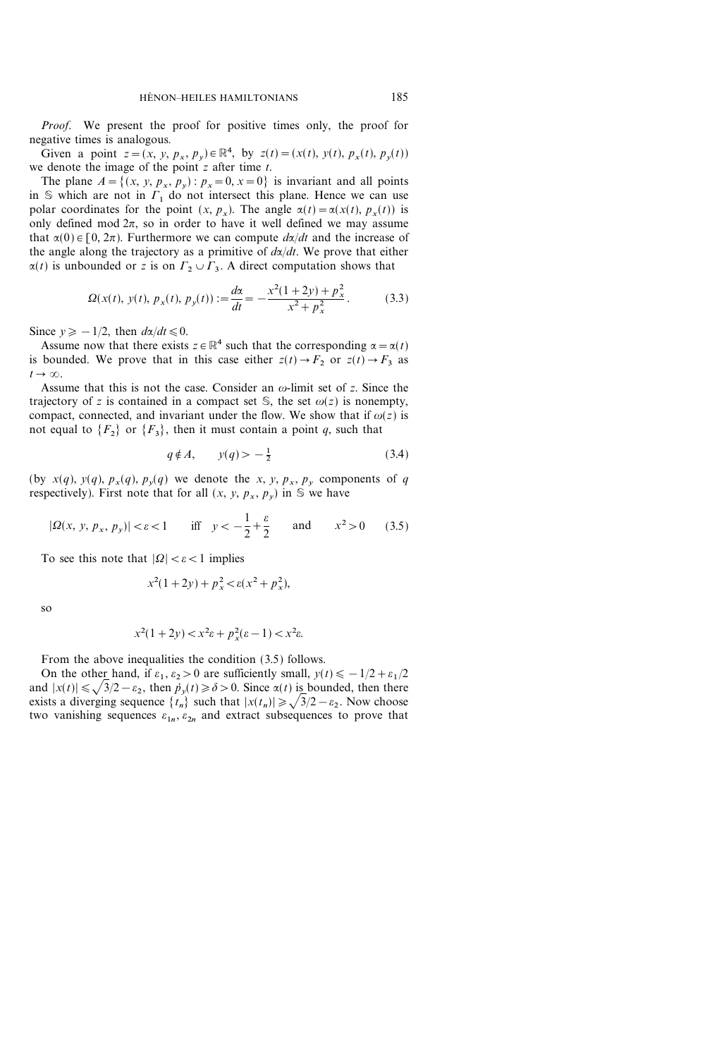*Proof*. We present the proof for positive times only, the proof for negative times is analogous.

Given a point $z = (x, y, p_x, p_y) \in \mathbb{R}^4$, by $z(t) = (x(t), y(t), p_x(t), p_y(t))$ we denote the image of the point $z$ after time $t$.

The plane $A = \{(x, y, p_x, p_y) : p_x = 0, x = 0\}$ is invariant and all points in $\mathbb{S}$ which are not in $\Gamma_1$ do not intersect this plane. Hence we can use polar coordinates for the point $(x, p_x)$. The angle $\alpha(t) = \alpha(x(t), p_x(t))$ is only defined mod $2\pi$, so in order to have it well defined we may assume that $\alpha(0) \in [0, 2\pi)$. Furthermore we can compute $d\alpha/dt$ and the increase of the angle along the trajectory as a primitive of $d\alpha/dt$. We prove that either $\alpha(t)$ is unbounded or $z$ is on $\Gamma_2 \cup \Gamma_3$. A direct computation shows that

$$\Omega(x(t), y(t), p_x(t), p_y(t)) := \frac{d\alpha}{dt} = -\frac{x^2(1+2y) + p_x^2}{x^2 + p_x^2}. \tag{3.3}$$

Since $y \geqslant -1/2$, then $d\alpha/dt \leqslant 0$.

Assume now that there exists $z \in \mathbb{R}^4$ such that the corresponding $\alpha = \alpha(t)$ is bounded. We prove that in this case either $z(t) \to F_2$ or $z(t) \to F_3$ as $t \to \infty$.

Assume that this is not the case. Consider an $\omega$-limit set of $z$. Since the trajectory of $z$ is contained in a compact set $\mathbb{S}$, the set $\omega(z)$ is nonempty, compact, connected, and invariant under the flow. We show that if $\omega(z)$ is not equal to $\{F_2\}$ or $\{F_3\}$, then it must contain a point $q$, such that

$$q \notin A, \qquad y(q) > -\tfrac{1}{2} \tag{3.4}$$

(by $x(q)$, $y(q)$, $p_x(q)$, $p_y(q)$ we denote the $x$, $y$, $p_x$, $p_y$ components of $q$ respectively). First note that for all $(x, y, p_x, p_y)$ in $\mathbb{S}$ we have

$$|\Omega(x, y, p_x, p_y)| < \varepsilon < 1 \qquad \text{iff} \quad y < -\frac{1}{2} + \frac{\varepsilon}{2} \qquad \text{and} \qquad x^2 > 0 \tag{3.5}$$

To see this note that $|\Omega| < \varepsilon < 1$ implies

$$x^2(1+2y) + p_x^2 < \varepsilon(x^2 + p_x^2),$$

so

$$x^2(1+2y) < x^2\varepsilon + p_x^2(\varepsilon - 1) < x^2\varepsilon.$$

From the above inequalities the condition (3.5) follows.

On the other hand, if $\varepsilon_1, \varepsilon_2 > 0$ are sufficiently small, $y(t) \leqslant -1/2 + \varepsilon_1/2$ and $|x(t)| \leqslant \sqrt{3}/2 - \varepsilon_2$, then $\dot{p}_y(t) \geqslant \delta > 0$. Since $\alpha(t)$ is bounded, then there exists a diverging sequence $\{t_n\}$ such that $|x(t_n)| \geqslant \sqrt{3}/2 - \varepsilon_2$. Now choose two vanishing sequences $\varepsilon_{1n}, \varepsilon_{2n}$ and extract subsequences to prove that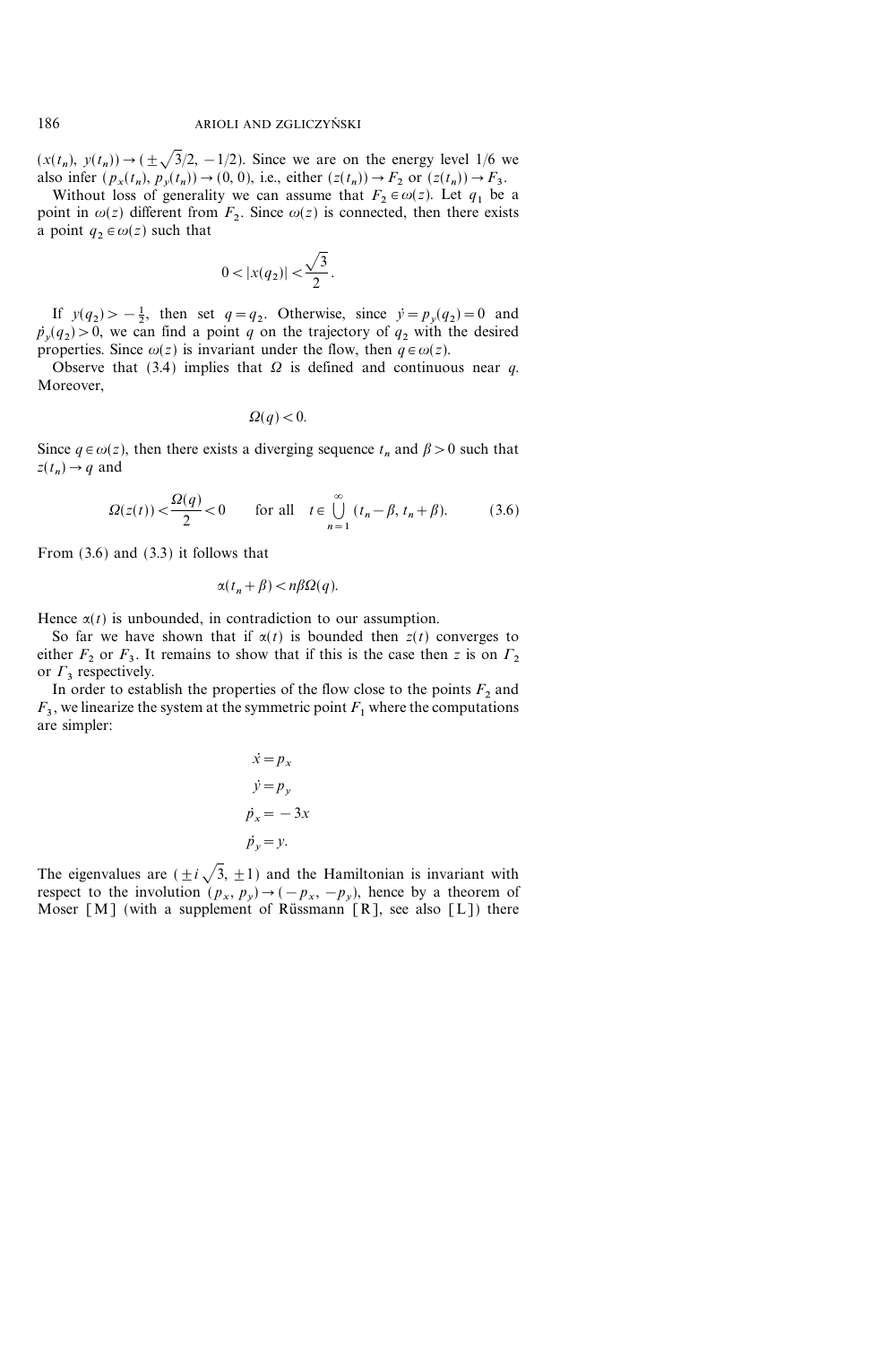$(x(t_n), y(t_n)) \to (\pm\sqrt{3}/2, -1/2)$. Since we are on the energy level 1/6 we also infer $(p_x(t_n), p_y(t_n)) \to (0, 0)$, i.e., either $(z(t_n)) \to F_2$ or $(z(t_n)) \to F_3$.

Without loss of generality we can assume that $F_2 \in \omega(z)$. Let $q_1$ be a point in $\omega(z)$ different from $F_2$. Since $\omega(z)$ is connected, then there exists a point $q_2 \in \omega(z)$ such that

$$0 < |x(q_2)| < \frac{\sqrt{3}}{2}.$$

If $y(q_2) > -\frac{1}{2}$, then set $q = q_2$. Otherwise, since $\dot{y} = p_y(q_2) = 0$ and $\dot{p}_y(q_2) > 0$, we can find a point $q$ on the trajectory of $q_2$ with the desired properties. Since $\omega(z)$ is invariant under the flow, then $q \in \omega(z)$.

Observe that (3.4) implies that $\Omega$ is defined and continuous near $q$. Moreover,

$$\Omega(q) < 0.$$

Since $q \in \omega(z)$, then there exists a diverging sequence $t_n$ and $\beta > 0$ such that $z(t_n) \to q$ and

$$\Omega(z(t)) < \frac{\Omega(q)}{2} < 0 \qquad \text{for all} \quad t \in \bigcup_{n=1}^{\infty} (t_n - \beta, t_n + \beta). \tag{3.6}$$

From (3.6) and (3.3) it follows that

$$\alpha(t_n + \beta) < n\beta\Omega(q).$$

Hence $\alpha(t)$ is unbounded, in contradiction to our assumption.

So far we have shown that if $\alpha(t)$ is bounded then $z(t)$ converges to either $F_2$ or $F_3$. It remains to show that if this is the case then $z$ is on $\Gamma_2$ or $\Gamma_3$ respectively.

In order to establish the properties of the flow close to the points $F_2$ and $F_3$, we linearize the system at the symmetric point $F_1$ where the computations are simpler:

$$\begin{aligned}
\dot{x} &= p_x \\
\dot{y} &= p_y \\
\dot{p}_x &= -3x \\
\dot{p}_y &= y.
\end{aligned}$$

The eigenvalues are $(\pm i\sqrt{3}, \pm 1)$ and the Hamiltonian is invariant with respect to the involution $(p_x, p_y) \to (-p_x, -p_y)$, hence by a theorem of Moser [M] (with a supplement of Rüssmann [R], see also [L]) there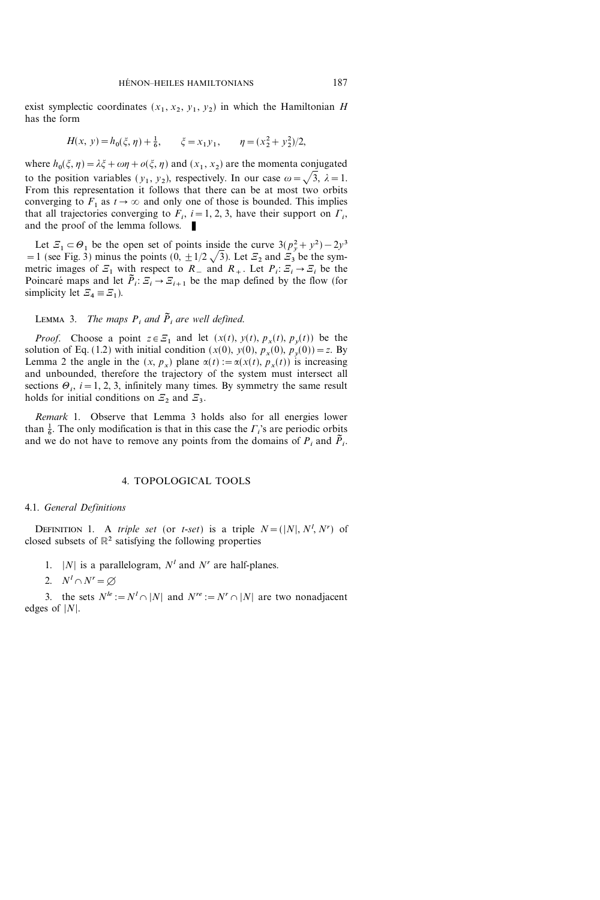exist symplectic coordinates $(x_1, x_2, y_1, y_2)$ in which the Hamiltonian $H$ has the form

$$H(x, y) = h_0(\xi, \eta) + \tfrac{1}{6}, \qquad \xi = x_1 y_1, \qquad \eta = (x_2^2 + y_2^2)/2,$$

where $h_0(\xi, \eta) = \lambda\xi + \omega\eta + o(\xi, \eta)$ and $(x_1, x_2)$ are the momenta conjugated to the position variables $(y_1, y_2)$, respectively. In our case $\omega = \sqrt{3}$, $\lambda = 1$. From this representation it follows that there can be at most two orbits converging to $F_1$ as $t \to \infty$ and only one of those is bounded. This implies that all trajectories converging to $F_i$, $i = 1, 2, 3$, have their support on $\Gamma_i$, and the proof of the lemma follows. ∎

Let $\Xi_1 \subset \Theta_1$ be the open set of points inside the curve $3(p_y^2 + y^2) - 2y^3 = 1$ (see Fig. 3) minus the points $(0, \pm 1/2\sqrt{3})$. Let $\Xi_2$ and $\Xi_3$ be the symmetric images of $\Xi_1$ with respect to $R_-$ and $R_+$. Let $P_i\colon \Xi_i \to \Xi_i$ be the Poincaré maps and let $\tilde{P}_i\colon \Xi_i \to \Xi_{i+1}$ be the map defined by the flow (for simplicity let $\Xi_4 \equiv \Xi_1$).

**Lemma 3.** *The maps $P_i$ and $\tilde{P}_i$ are well defined.*

*Proof.* Choose a point $z \in \Xi_1$ and let $(x(t), y(t), p_x(t), p_y(t))$ be the solution of Eq. (1.2) with initial condition $(x(0), y(0), p_x(0), p_y(0)) = z$. By Lemma 2 the angle in the $(x, p_x)$ plane $\alpha(t) := \alpha(x(t), p_x(t))$ is increasing and unbounded, therefore the trajectory of the system must intersect all sections $\Theta_i$, $i = 1, 2, 3$, infinitely many times. By symmetry the same result holds for initial conditions on $\Xi_2$ and $\Xi_3$.

*Remark* 1. Observe that Lemma 3 holds also for all energies lower than $\frac{1}{6}$. The only modification is that in this case the $\Gamma_i$'s are periodic orbits and we do not have to remove any points from the domains of $P_i$ and $\tilde{P}_i$.

## 4. TOPOLOGICAL TOOLS

### 4.1. *General Definitions*

**Definition 1.** A *triple set* (or *t-set*) is a triple $N = (|N|, N^l, N^r)$ of closed subsets of $\mathbb{R}^2$ satisfying the following properties

1. $|N|$ is a parallelogram, $N^l$ and $N^r$ are half-planes.
2. $N^l \cap N^r = \varnothing$
3. the sets $N^{le} := N^l \cap |N|$ and $N^{re} := N^r \cap |N|$ are two nonadjacent edges of $|N|$.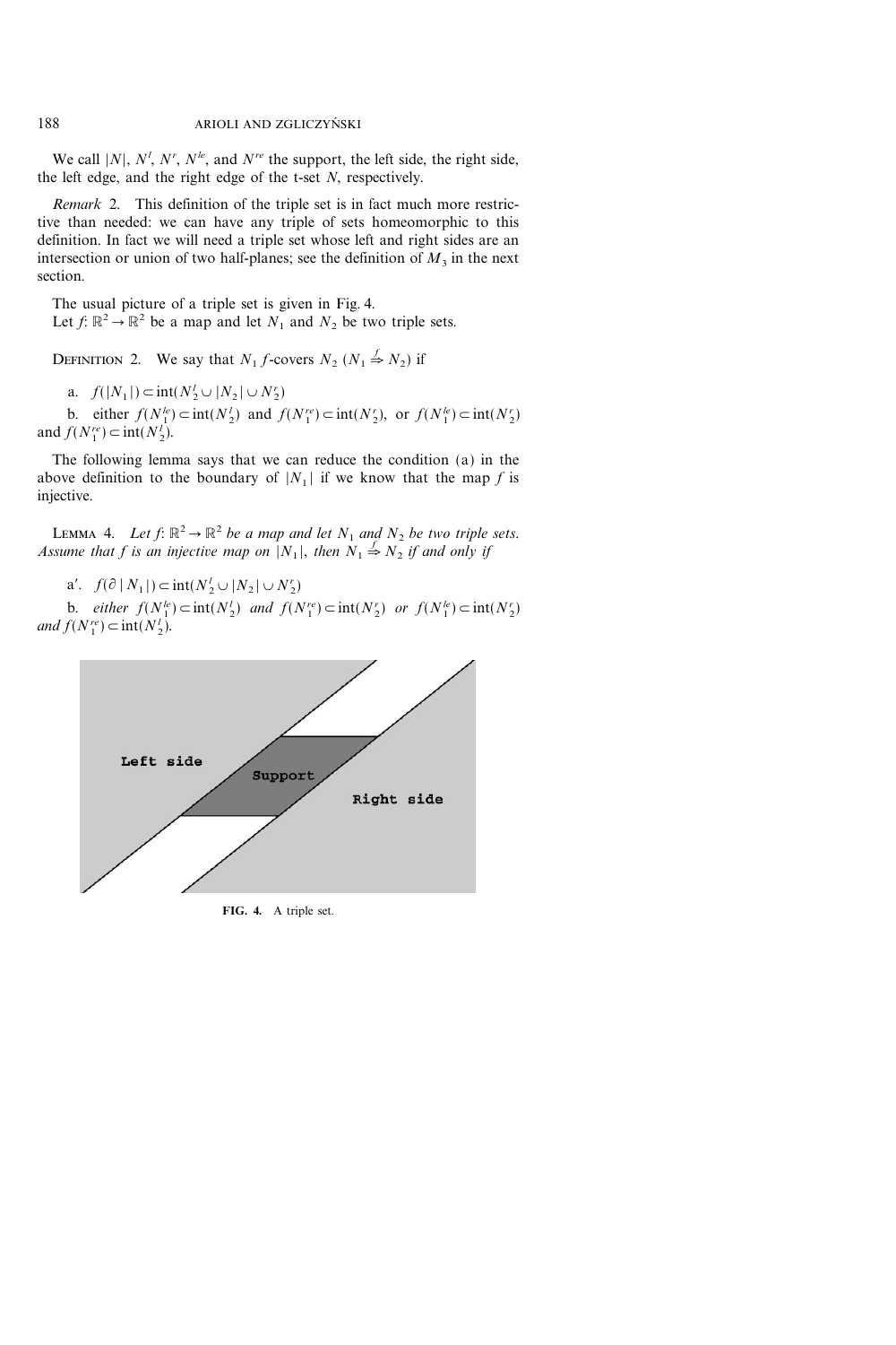We call $|N|$, $N^l$, $N^r$, $N^{le}$, and $N^{re}$ the support, the left side, the right side, the left edge, and the right edge of the t-set $N$, respectively.

*Remark* 2. This definition of the triple set is in fact much more restrictive than needed: we can have any triple of sets homeomorphic to this definition. In fact we will need a triple set whose left and right sides are an intersection or union of two half-planes; see the definition of $M_3$ in the next section.

The usual picture of a triple set is given in Fig. 4.

Let $f: \mathbb{R}^2 \to \mathbb{R}^2$ be a map and let $N_1$ and $N_2$ be two triple sets.

DEFINITION 2. We say that $N_1$ $f$-covers $N_2$ ($N_1 \overset{f}{\Rightarrow} N_2$) if

a. $f(|N_1|) \subset \operatorname{int}(N_2^l \cup |N_2| \cup N_2^r)$

b. either $f(N_1^{le}) \subset \operatorname{int}(N_2^l)$ and $f(N_1^{re}) \subset \operatorname{int}(N_2^r)$, or $f(N_1^{le}) \subset \operatorname{int}(N_2^r)$ and $f(N_1^{re}) \subset \operatorname{int}(N_2^l)$.

The following lemma says that we can reduce the condition (a) in the above definition to the boundary of $|N_1|$ if we know that the map $f$ is injective.

LEMMA 4. *Let $f: \mathbb{R}^2 \to \mathbb{R}^2$ be a map and let $N_1$ and $N_2$ be two triple sets. Assume that $f$ is an injective map on $|N_1|$, then $N_1 \overset{f}{\Rightarrow} N_2$ if and only if*

a′. $f(\partial |N_1|) \subset \operatorname{int}(N_2^l \cup |N_2| \cup N_2^r)$

b. *either $f(N_1^{le}) \subset \operatorname{int}(N_2^l)$ and $f(N_1^{re}) \subset \operatorname{int}(N_2^r)$ or $f(N_1^{le}) \subset \operatorname{int}(N_2^r)$ and $f(N_1^{re}) \subset \operatorname{int}(N_2^l)$.*

FIG. 4. A triple set.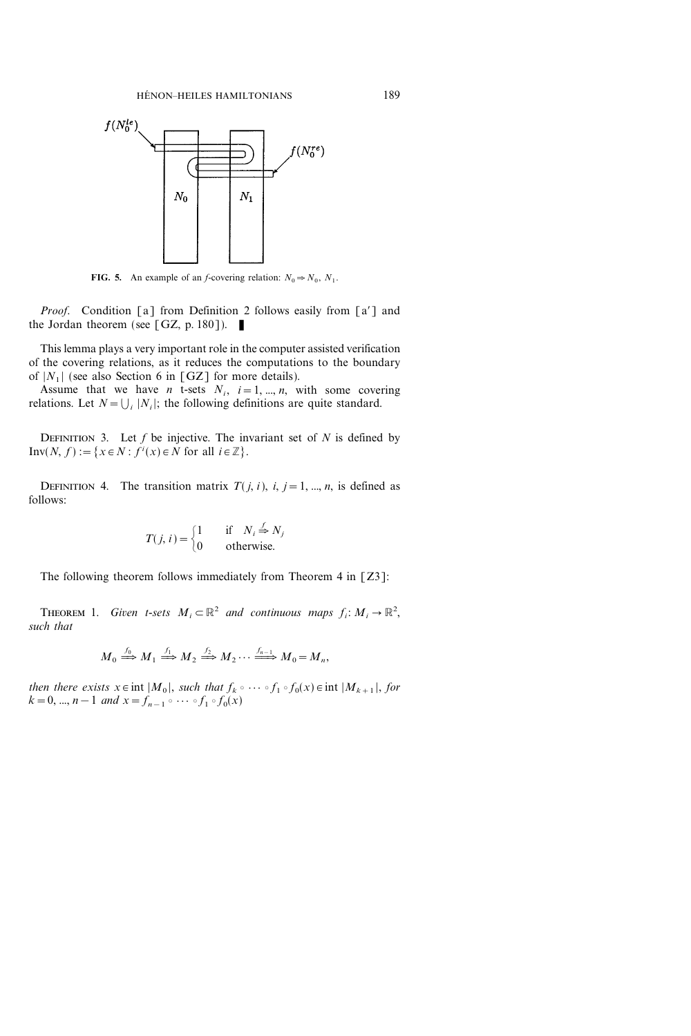**FIG. 5.** An example of an $f$-covering relation: $N_0 \Rightarrow N_0, N_1$.

*Proof.* Condition [a] from Definition 2 follows easily from [a′] and the Jordan theorem (see [GZ, p. 180]). ∎

This lemma plays a very important role in the computer assisted verification of the covering relations, as it reduces the computations to the boundary of $|N_1|$ (see also Section 6 in [GZ] for more details).

Assume that we have $n$ t-sets $N_i$, $i = 1, ..., n$, with some covering relations. Let $N = \bigcup_i |N_i|$; the following definitions are quite standard.

DEFINITION 3. Let $f$ be injective. The invariant set of $N$ is defined by $\mathrm{Inv}(N, f) := \{x \in N : f^i(x) \in N \text{ for all } i \in \mathbb{Z}\}$.

DEFINITION 4. The transition matrix $T(j, i)$, $i, j = 1, ..., n$, is defined as follows:

$$T(j, i) = \begin{cases} 1 & \text{if } \quad N_i \overset{f}{\Rightarrow} N_j \\ 0 & \text{otherwise.} \end{cases}$$

The following theorem follows immediately from Theorem 4 in [Z3]:

THEOREM 1. *Given t-sets* $M_i \subset \mathbb{R}^2$ *and continuous maps* $f_i : M_i \to \mathbb{R}^2$, *such that*

$$M_0 \overset{f_0}{\Longrightarrow} M_1 \overset{f_1}{\Longrightarrow} M_2 \overset{f_2}{\Longrightarrow} M_2 \cdots \overset{f_{n-1}}{\Longrightarrow} M_0 = M_n,$$

*then there exists* $x \in \mathrm{int}\,|M_0|$, *such that* $f_k \circ \cdots \circ f_1 \circ f_0(x) \in \mathrm{int}\,|M_{k+1}|$, *for* $k = 0, ..., n-1$ *and* $x = f_{n-1} \circ \cdots \circ f_1 \circ f_0(x)$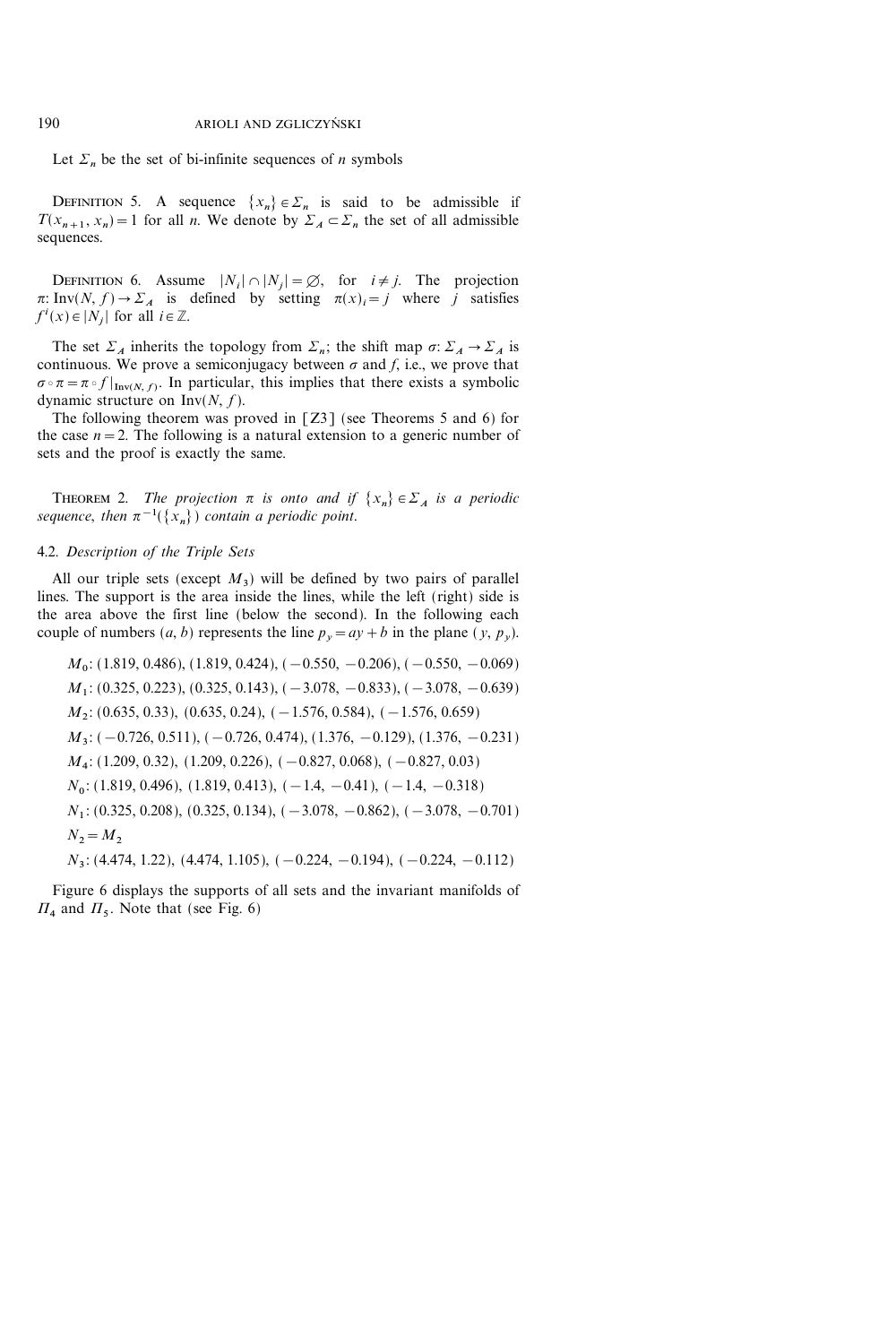Let $\Sigma_n$ be the set of bi-infinite sequences of $n$ symbols

DEFINITION 5. A sequence $\{x_n\} \in \Sigma_n$ is said to be admissible if $T(x_{n+1}, x_n) = 1$ for all $n$. We denote by $\Sigma_A \subset \Sigma_n$ the set of all admissible sequences.

DEFINITION 6. Assume $|N_i| \cap |N_j| = \emptyset$, for $i \neq j$. The projection $\pi$: $\mathrm{Inv}(N, f) \to \Sigma_A$ is defined by setting $\pi(x)_i = j$ where $j$ satisfies $f^i(x) \in |N_j|$ for all $i \in \mathbb{Z}$.

The set $\Sigma_A$ inherits the topology from $\Sigma_n$; the shift map $\sigma$: $\Sigma_A \to \Sigma_A$ is continuous. We prove a semiconjugacy between $\sigma$ and $f$, i.e., we prove that $\sigma \circ \pi = \pi \circ f|_{\mathrm{Inv}(N, f)}$. In particular, this implies that there exists a symbolic dynamic structure on $\mathrm{Inv}(N, f)$.

The following theorem was proved in [Z3] (see Theorems 5 and 6) for the case $n = 2$. The following is a natural extension to a generic number of sets and the proof is exactly the same.

THEOREM 2. *The projection $\pi$ is onto and if $\{x_n\} \in \Sigma_A$ is a periodic sequence, then $\pi^{-1}(\{x_n\})$ contain a periodic point.*

### 4.2. *Description of the Triple Sets*

All our triple sets (except $M_3$) will be defined by two pairs of parallel lines. The support is the area inside the lines, while the left (right) side is the area above the first line (below the second). In the following each couple of numbers $(a, b)$ represents the line $p_y = ay + b$ in the plane $(y, p_y)$.

$M_0$: (1.819, 0.486), (1.819, 0.424), (−0.550, −0.206), (−0.550, −0.069)

$M_1$: (0.325, 0.223), (0.325, 0.143), (−3.078, −0.833), (−3.078, −0.639)

$M_2$: (0.635, 0.33), (0.635, 0.24), (−1.576, 0.584), (−1.576, 0.659)

$M_3$: (−0.726, 0.511), (−0.726, 0.474), (1.376, −0.129), (1.376, −0.231)

$M_4$: (1.209, 0.32), (1.209, 0.226), (−0.827, 0.068), (−0.827, 0.03)

$N_0$: (1.819, 0.496), (1.819, 0.413), (−1.4, −0.41), (−1.4, −0.318)

$N_1$: (0.325, 0.208), (0.325, 0.134), (−3.078, −0.862), (−3.078, −0.701)

$N_2 = M_2$

$N_3$: (4.474, 1.22), (4.474, 1.105), (−0.224, −0.194), (−0.224, −0.112)

Figure 6 displays the supports of all sets and the invariant manifolds of $\Pi_4$ and $\Pi_5$. Note that (see Fig. 6)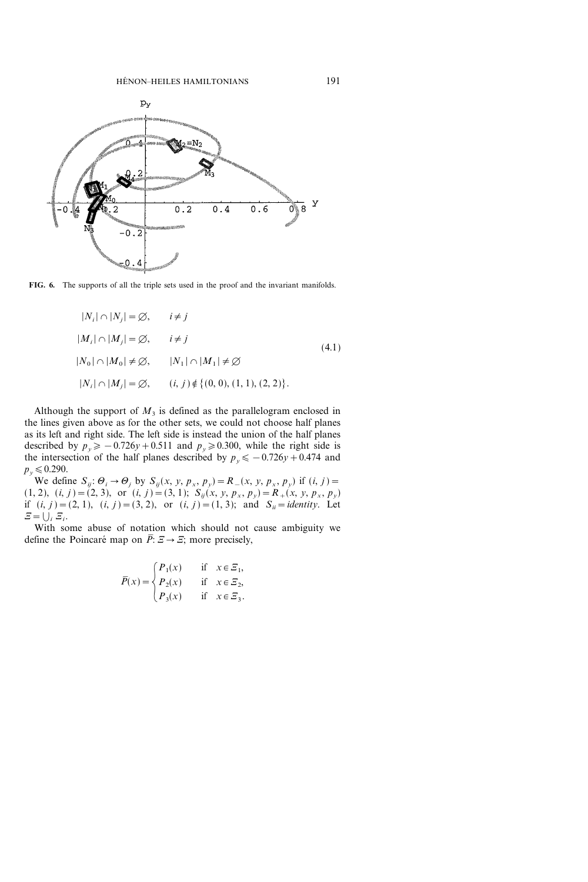FIG. 6. The supports of all the triple sets used in the proof and the invariant manifolds.

$$
\begin{aligned}
&|N_i| \cap |N_j| = \varnothing, \qquad i \neq j \\
&|M_i| \cap |M_j| = \varnothing, \qquad i \neq j \\
&|N_0| \cap |M_0| \neq \varnothing, \qquad |N_1| \cap |M_1| \neq \varnothing \\
&|N_i| \cap |M_j| = \varnothing, \qquad (i, j) \notin \{(0, 0), (1, 1), (2, 2)\}.
\end{aligned}
\tag{4.1}
$$

Although the support of $M_3$ is defined as the parallelogram enclosed in the lines given above as for the other sets, we could not choose half planes as its left and right side. The left side is instead the union of the half planes described by $p_y \geqslant -0.726y + 0.511$ and $p_y \geqslant 0.300$, while the right side is the intersection of the half planes described by $p_y \leqslant -0.726y + 0.474$ and $p_y \leqslant 0.290$.

We define $S_{ij}\colon \Theta_i \to \Theta_j$ by $S_{ij}(x, y, p_x, p_y) = R_-(x, y, p_x, p_y)$ if $(i, j) = (1, 2)$, $(i, j) = (2, 3)$, or $(i, j) = (3, 1)$; $S_{ij}(x, y, p_x, p_y) = R_+(x, y, p_x, p_y)$ if $(i, j) = (2, 1)$, $(i, j) = (3, 2)$, or $(i, j) = (1, 3)$; and $S_{ii} = identity$. Let $\Xi = \bigcup_i \Xi_i$.

With some abuse of notation which should not cause ambiguity we define the Poincaré map on $\bar{P}\colon \Xi \to \Xi$; more precisely,

$$
\bar{P}(x) = \begin{cases} P_1(x) & \text{if } x \in \Xi_1, \\ P_2(x) & \text{if } x \in \Xi_2, \\ P_3(x) & \text{if } x \in \Xi_3. \end{cases}
$$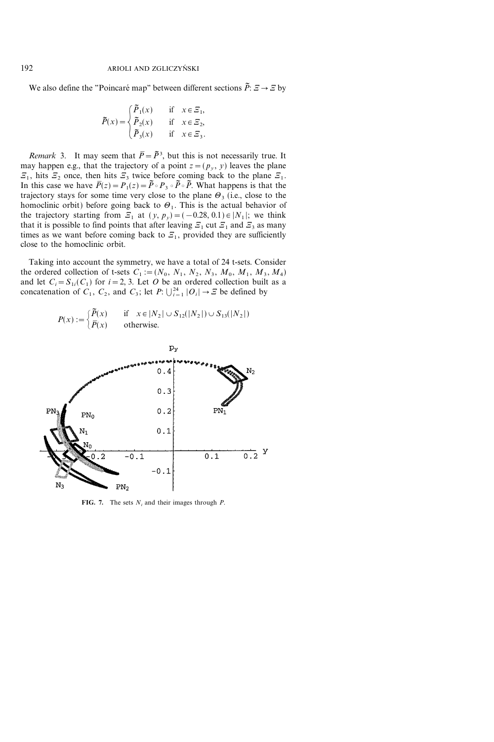We also define the "Poincaré map" between different sections $\tilde{P}: \Xi \to \Xi$ by

$$\tilde{P}(x) = \begin{cases} \tilde{P}_1(x) & \text{if } x \in \Xi_1, \\ \tilde{P}_2(x) & \text{if } x \in \Xi_2, \\ \tilde{P}_3(x) & \text{if } x \in \Xi_3. \end{cases}$$

*Remark* 3. It may seem that $\bar{P} = \tilde{P}^3$, but this is not necessarily true. It may happen e.g., that the trajectory of a point $z = (p_y, y)$ leaves the plane $\Xi_1$, hits $\Xi_2$ once, then hits $\Xi_3$ twice before coming back to the plane $\Xi_1$. In this case we have $\bar{P}(z) = P_1(z) = \tilde{P} \circ P_3 \circ \tilde{P} \circ \tilde{P}$. What happens is that the trajectory stays for some time very close to the plane $\Theta_3$ (i.e., close to the homoclinic orbit) before going back to $\Theta_1$. This is the actual behavior of the trajectory starting from $\Xi_1$ at $(y, p_y) = (-0.28, 0.1) \in |N_1|$; we think that it is possible to find points that after leaving $\Xi_1$ cut $\Xi_1$ and $\Xi_3$ as many times as we want before coming back to $\Xi_1$, provided they are sufficiently close to the homoclinic orbit.

Taking into account the symmetry, we have a total of 24 t-sets. Consider the ordered collection of t-sets $C_1 := (N_0, N_1, N_2, N_3, M_0, M_1, M_3, M_4)$ and let $C_i = S_{1i}(C_1)$ for $i = 2, 3$. Let $O$ be an ordered collection built as a concatenation of $C_1$, $C_2$, and $C_3$; let $P: \bigcup_{i=1}^{24} |O_i| \to \Xi$ be defined by

$$P(x) := \begin{cases} \tilde{P}(x) & \text{if } x \in |N_2| \cup S_{12}(|N_2|) \cup S_{13}(|N_2|) \\ \bar{P}(x) & \text{otherwise.} \end{cases}$$

FIG. 7. The sets $N_i$ and their images through $P$.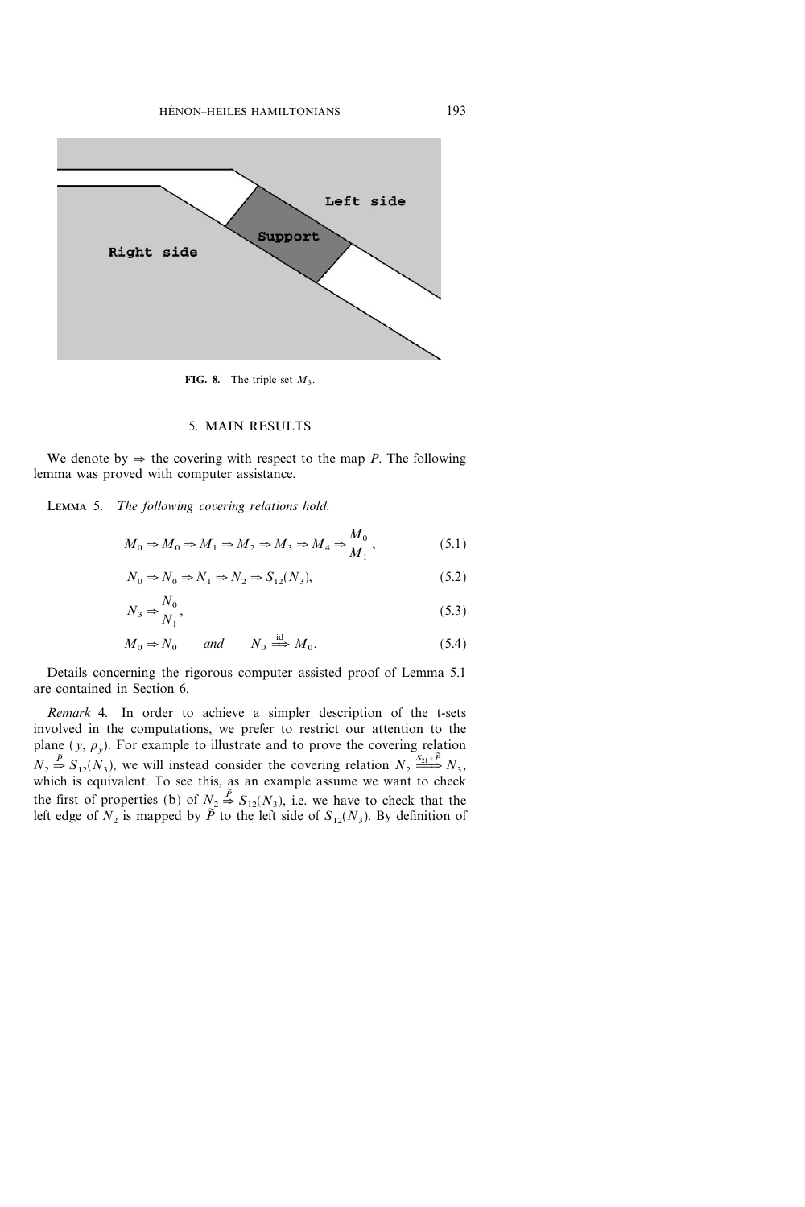FIG. 8. The triple set $M_3$.

## 5. MAIN RESULTS

We denote by $\Rightarrow$ the covering with respect to the map $P$. The following lemma was proved with computer assistance.

LEMMA 5. *The following covering relations hold.*

$$M_0 \Rightarrow M_0 \Rightarrow M_1 \Rightarrow M_2 \Rightarrow M_3 \Rightarrow M_4 \Rightarrow \begin{matrix} M_0 \\ M_1 \end{matrix}, \tag{5.1}$$

$$N_0 \Rightarrow N_0 \Rightarrow N_1 \Rightarrow N_2 \Rightarrow S_{12}(N_3), \tag{5.2}$$

$$N_3 \Rightarrow \begin{matrix} N_0 \\ N_1 \end{matrix}, \tag{5.3}$$

$$M_0 \Rightarrow N_0 \qquad \textit{and} \qquad N_0 \overset{\text{id}}{\Longrightarrow} M_0. \tag{5.4}$$

Details concerning the rigorous computer assisted proof of Lemma 5.1 are contained in Section 6.

*Remark* 4. In order to achieve a simpler description of the t-sets involved in the computations, we prefer to restrict our attention to the plane $(y, p_y)$. For example to illustrate and to prove the covering relation $N_2 \overset{\tilde{P}}{\Rightarrow} S_{12}(N_3)$, we will instead consider the covering relation $N_2 \overset{S_{21} \circ \tilde{P}}{\Longrightarrow} N_3$, which is equivalent. To see this, as an example assume we want to check the first of properties (b) of $N_2 \overset{\tilde{P}}{\Rightarrow} S_{12}(N_3)$, i.e. we have to check that the left edge of $N_2$ is mapped by $\tilde{P}$ to the left side of $S_{12}(N_3)$. By definition of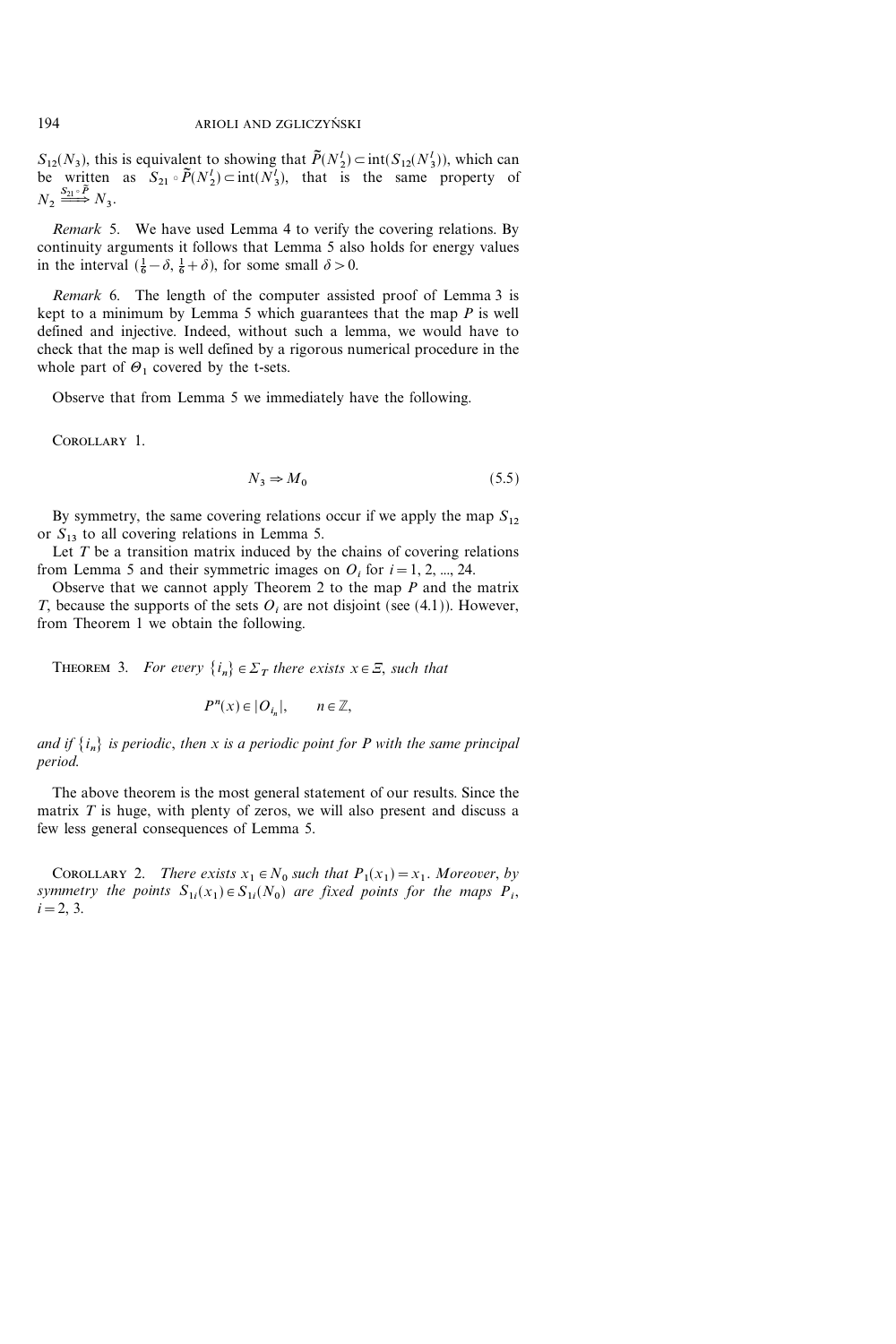$S_{12}(N_3)$, this is equivalent to showing that $\tilde{P}(N_2^l) \subset \text{int}(S_{12}(N_3^l))$, which can be written as $S_{21} \circ \tilde{P}(N_2^l) \subset \text{int}(N_3^l)$, that is the same property of $N_2 \overset{S_{21} \circ \tilde{P}}{\Longrightarrow} N_3$.

*Remark* 5. We have used Lemma 4 to verify the covering relations. By continuity arguments it follows that Lemma 5 also holds for energy values in the interval $(\frac{1}{6} - \delta, \frac{1}{6} + \delta)$, for some small $\delta > 0$.

*Remark* 6. The length of the computer assisted proof of Lemma 3 is kept to a minimum by Lemma 5 which guarantees that the map $P$ is well defined and injective. Indeed, without such a lemma, we would have to check that the map is well defined by a rigorous numerical procedure in the whole part of $\Theta_1$ covered by the t-sets.

Observe that from Lemma 5 we immediately have the following.

COROLLARY 1.

$$N_3 \Rightarrow M_0 \tag{5.5}$$

By symmetry, the same covering relations occur if we apply the map $S_{12}$ or $S_{13}$ to all covering relations in Lemma 5.

Let $T$ be a transition matrix induced by the chains of covering relations from Lemma 5 and their symmetric images on $O_i$ for $i = 1, 2, ..., 24$.

Observe that we cannot apply Theorem 2 to the map $P$ and the matrix $T$, because the supports of the sets $O_i$ are not disjoint (see (4.1)). However, from Theorem 1 we obtain the following.

THEOREM 3. *For every $\{i_n\} \in \Sigma_T$ there exists $x \in \Xi$, such that*

$$P^n(x) \in |O_{i_n}|, \qquad n \in \mathbb{Z},$$

*and if $\{i_n\}$ is periodic, then $x$ is a periodic point for $P$ with the same principal period.*

The above theorem is the most general statement of our results. Since the matrix $T$ is huge, with plenty of zeros, we will also present and discuss a few less general consequences of Lemma 5.

COROLLARY 2. *There exists $x_1 \in N_0$ such that $P_1(x_1) = x_1$. Moreover, by symmetry the points $S_{1i}(x_1) \in S_{1i}(N_0)$ are fixed points for the maps $P_i$, $i = 2, 3$.*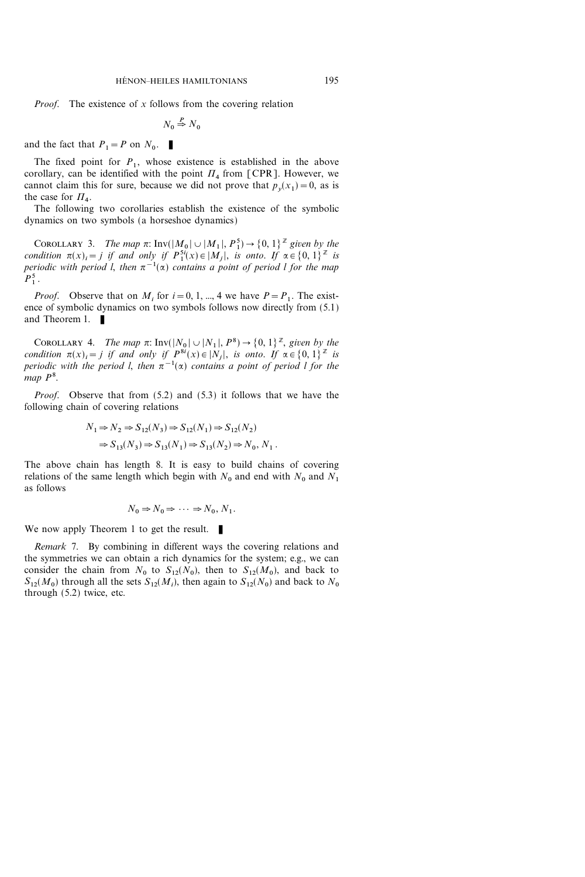*Proof.* The existence of $x$ follows from the covering relation

$$N_0 \overset{P}{\Rightarrow} N_0$$

and the fact that $P_1 = P$ on $N_0$. ∎

The fixed point for $P_1$, whose existence is established in the above corollary, can be identified with the point $\Pi_4$ from [CPR]. However, we cannot claim this for sure, because we did not prove that $p_y(x_1) = 0$, as is the case for $\Pi_4$.

The following two corollaries establish the existence of the symbolic dynamics on two symbols (a horseshoe dynamics)

COROLLARY 3. *The map* $\pi$: $\operatorname{Inv}(|M_0| \cup |M_1|, P_1^5) \to \{0, 1\}^{\mathbb{Z}}$ *given by the condition* $\pi(x)_i = j$ *if and only if* $P_1^{5i}(x) \in |M_j|$, *is onto. If* $\alpha \in \{0, 1\}^{\mathbb{Z}}$ *is periodic with period* $l$, *then* $\pi^{-1}(\alpha)$ *contains a point of period* $l$ *for the map* $P_1^5$.

*Proof.* Observe that on $M_i$ for $i = 0, 1, ..., 4$ we have $P = P_1$. The existence of symbolic dynamics on two symbols follows now directly from (5.1) and Theorem 1. ∎

COROLLARY 4. *The map* $\pi$: $\operatorname{Inv}(|N_0| \cup |N_1|, P^8) \to \{0, 1\}^{\mathbb{Z}}$, *given by the condition* $\pi(x)_i = j$ *if and only if* $P^{8i}(x) \in |N_j|$, *is onto. If* $\alpha \in \{0, 1\}^{\mathbb{Z}}$ *is periodic with the period* $l$, *then* $\pi^{-1}(\alpha)$ *contains a point of period* $l$ *for the map* $P^8$.

*Proof.* Observe that from (5.2) and (5.3) it follows that we have the following chain of covering relations

$$\begin{aligned} N_1 &\Rightarrow N_2 \Rightarrow S_{12}(N_3) \Rightarrow S_{12}(N_1) \Rightarrow S_{12}(N_2) \\ &\Rightarrow S_{13}(N_3) \Rightarrow S_{13}(N_1) \Rightarrow S_{13}(N_2) \Rightarrow N_0, N_1 . \end{aligned}$$

The above chain has length 8. It is easy to build chains of covering relations of the same length which begin with $N_0$ and end with $N_0$ and $N_1$ as follows

$$N_0 \Rightarrow N_0 \Rightarrow \cdots \Rightarrow N_0, N_1.$$

We now apply Theorem 1 to get the result. ∎

*Remark* 7. By combining in different ways the covering relations and the symmetries we can obtain a rich dynamics for the system; e.g., we can consider the chain from $N_0$ to $S_{12}(N_0)$, then to $S_{12}(M_0)$, and back to $S_{12}(M_0)$ through all the sets $S_{12}(M_i)$, then again to $S_{12}(N_0)$ and back to $N_0$ through (5.2) twice, etc.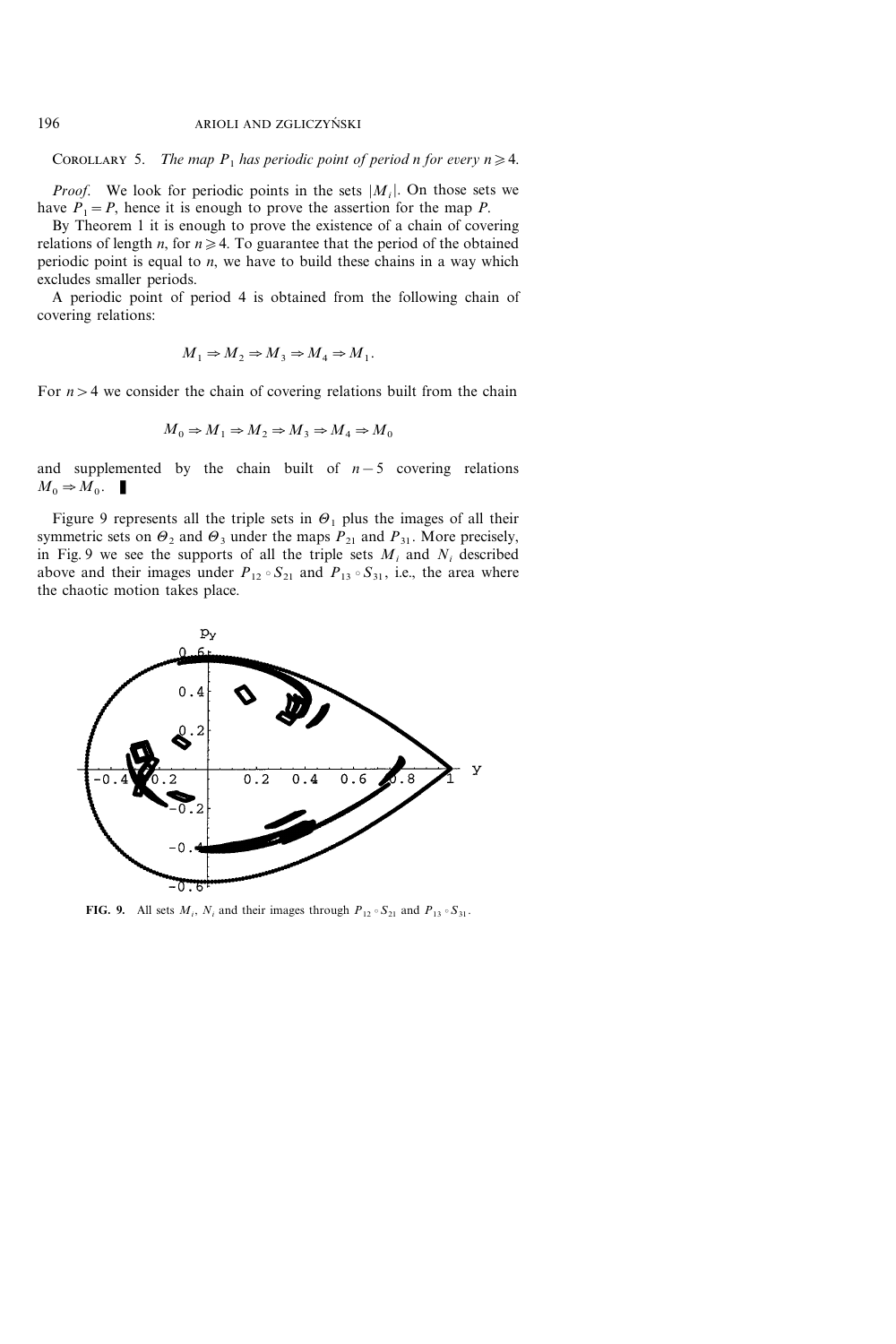COROLLARY 5. *The map $P_1$ has periodic point of period n for every $n \geqslant 4$.*

*Proof*. We look for periodic points in the sets $|M_i|$. On those sets we have $P_1 = P$, hence it is enough to prove the assertion for the map $P$.

By Theorem 1 it is enough to prove the existence of a chain of covering relations of length $n$, for $n \geqslant 4$. To guarantee that the period of the obtained periodic point is equal to $n$, we have to build these chains in a way which excludes smaller periods.

A periodic point of period 4 is obtained from the following chain of covering relations:

$$M_1 \Rightarrow M_2 \Rightarrow M_3 \Rightarrow M_4 \Rightarrow M_1.$$

For $n > 4$ we consider the chain of covering relations built from the chain

$$M_0 \Rightarrow M_1 \Rightarrow M_2 \Rightarrow M_3 \Rightarrow M_4 \Rightarrow M_0$$

and supplemented by the chain built of $n-5$ covering relations $M_0 \Rightarrow M_0$. ∎

Figure 9 represents all the triple sets in $\Theta_1$ plus the images of all their symmetric sets on $\Theta_2$ and $\Theta_3$ under the maps $P_{21}$ and $P_{31}$. More precisely, in Fig. 9 we see the supports of all the triple sets $M_i$ and $N_i$ described above and their images under $P_{12} \circ S_{21}$ and $P_{13} \circ S_{31}$, i.e., the area where the chaotic motion takes place.

**FIG. 9.** All sets $M_i$, $N_i$ and their images through $P_{12} \circ S_{21}$ and $P_{13} \circ S_{31}$.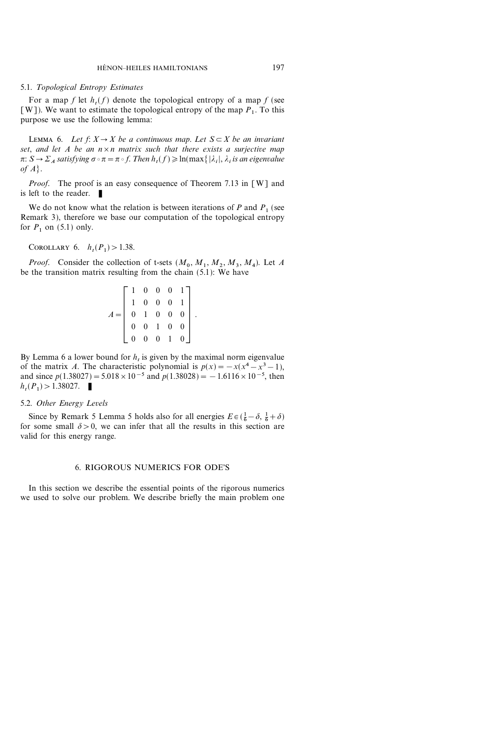### 5.1. *Topological Entropy Estimates*

For a map $f$ let $h_t(f)$ denote the topological entropy of a map $f$ (see [W]). We want to estimate the topological entropy of the map $P_1$. To this purpose we use the following lemma:

LEMMA 6. *Let $f: X \to X$ be a continuous map. Let $S \subset X$ be an invariant set, and let $A$ be an $n \times n$ matrix such that there exists a surjective map $\pi: S \to \Sigma_A$ satisfying $\sigma \circ \pi = \pi \circ f$. Then $h_t(f) \geqslant \ln(\max\{|\lambda_i|, \lambda_i$ is an eigenvalue of $A\}$.*

*Proof.* The proof is an easy consequence of Theorem 7.13 in [W] and is left to the reader. ∎

We do not know what the relation is between iterations of $P$ and $P_1$ (see Remark 3), therefore we base our computation of the topological entropy for $P_1$ on (5.1) only.

COROLLARY 6. $h_t(P_1) > 1.38$.

*Proof.* Consider the collection of t-sets $(M_0, M_1, M_2, M_3, M_4)$. Let $A$ be the transition matrix resulting from the chain (5.1): We have

$$A = \begin{bmatrix} 1 & 0 & 0 & 0 & 1 \\ 1 & 0 & 0 & 0 & 1 \\ 0 & 1 & 0 & 0 & 0 \\ 0 & 0 & 1 & 0 & 0 \\ 0 & 0 & 0 & 1 & 0 \end{bmatrix}.$$

By Lemma 6 a lower bound for $h_t$ is given by the maximal norm eigenvalue of the matrix $A$. The characteristic polynomial is $p(x) = -x(x^4 - x^3 - 1)$, and since $p(1.38027) = 5.018 \times 10^{-5}$ and $p(1.38028) = -1.6116 \times 10^{-5}$, then $h_t(P_1) > 1.38027$. ∎

### 5.2. *Other Energy Levels*

Since by Remark 5 Lemma 5 holds also for all energies $E \in (\frac{1}{6} - \delta, \frac{1}{6} + \delta)$ for some small $\delta > 0$, we can infer that all the results in this section are valid for this energy range.

## 6. RIGOROUS NUMERICS FOR ODE'S

In this section we describe the essential points of the rigorous numerics we used to solve our problem. We describe briefly the main problem one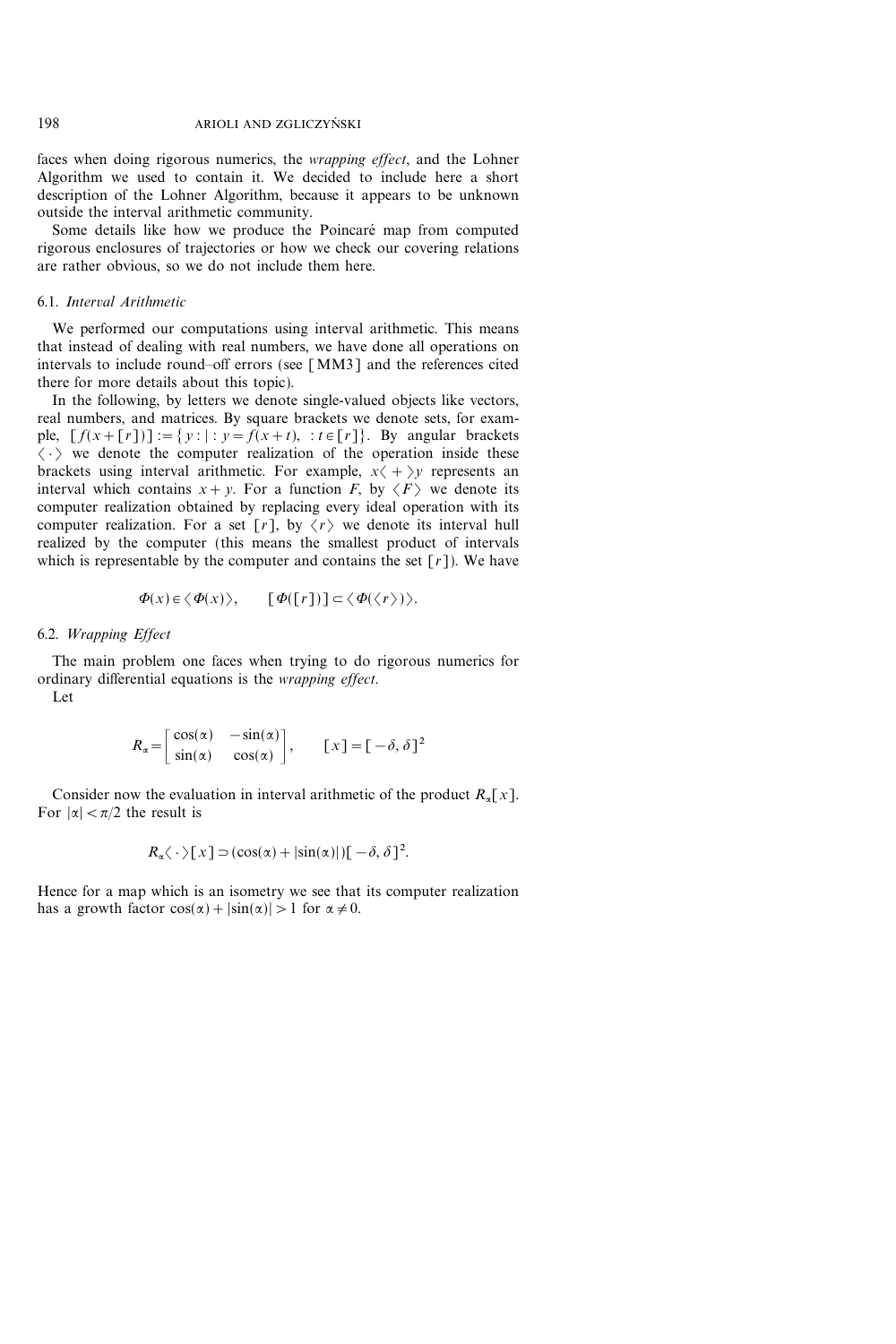faces when doing rigorous numerics, the *wrapping effect*, and the Lohner Algorithm we used to contain it. We decided to include here a short description of the Lohner Algorithm, because it appears to be unknown outside the interval arithmetic community.

Some details like how we produce the Poincaré map from computed rigorous enclosures of trajectories or how we check our covering relations are rather obvious, so we do not include them here.

### 6.1. *Interval Arithmetic*

We performed our computations using interval arithmetic. This means that instead of dealing with real numbers, we have done all operations on intervals to include round–off errors (see [MM3] and the references cited there for more details about this topic).

In the following, by letters we denote single-valued objects like vectors, real numbers, and matrices. By square brackets we denote sets, for example, $[f(x+[r])] := \{y : | : y = f(x+t), \ : t \in [r]\}$. By angular brackets $\langle \cdot \rangle$ we denote the computer realization of the operation inside these brackets using interval arithmetic. For example, $x\langle + \rangle y$ represents an interval which contains $x+y$. For a function $F$, by $\langle F \rangle$ we denote its computer realization obtained by replacing every ideal operation with its computer realization. For a set $[r]$, by $\langle r \rangle$ we denote its interval hull realized by the computer (this means the smallest product of intervals which is representable by the computer and contains the set $[r]$). We have

$$\Phi(x) \in \langle \Phi(x) \rangle, \qquad [\Phi([r])] \subset \langle \Phi(\langle r \rangle) \rangle.$$

### 6.2. *Wrapping Effect*

The main problem one faces when trying to do rigorous numerics for ordinary differential equations is the *wrapping effect*.

Let

$$R_\alpha = \begin{bmatrix} \cos(\alpha) & -\sin(\alpha) \\ \sin(\alpha) & \cos(\alpha) \end{bmatrix}, \qquad [x] = [-\delta, \delta]^2$$

Consider now the evaluation in interval arithmetic of the product $R_\alpha[x]$. For $|\alpha| < \pi/2$ the result is

$$R_\alpha \langle \cdot \rangle [x] \supset (\cos(\alpha) + |\sin(\alpha)|)[-\delta, \delta]^2.$$

Hence for a map which is an isometry we see that its computer realization has a growth factor $\cos(\alpha) + |\sin(\alpha)| > 1$ for $\alpha \neq 0$.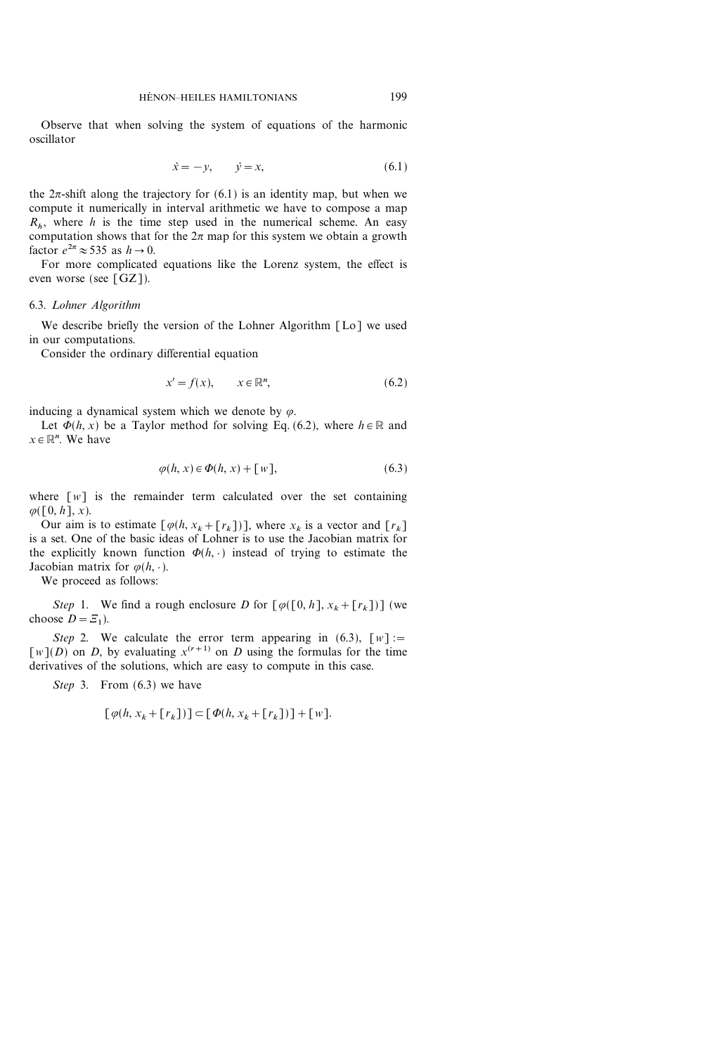Observe that when solving the system of equations of the harmonic oscillator

$$\dot{x} = -y, \qquad \dot{y} = x, \tag{6.1}$$

the $2\pi$-shift along the trajectory for (6.1) is an identity map, but when we compute it numerically in interval arithmetic we have to compose a map $R_h$, where $h$ is the time step used in the numerical scheme. An easy computation shows that for the $2\pi$ map for this system we obtain a growth factor $e^{2\pi} \approx 535$ as $h \to 0$.

For more complicated equations like the Lorenz system, the effect is even worse (see [GZ]).

### 6.3. *Lohner Algorithm*

We describe briefly the version of the Lohner Algorithm [Lo] we used in our computations.

Consider the ordinary differential equation

$$x' = f(x), \qquad x \in \mathbb{R}^n, \tag{6.2}$$

inducing a dynamical system which we denote by $\varphi$.

Let $\Phi(h, x)$ be a Taylor method for solving Eq. (6.2), where $h \in \mathbb{R}$ and $x \in \mathbb{R}^n$. We have

$$\varphi(h, x) \in \Phi(h, x) + [w], \tag{6.3}$$

where $[w]$ is the remainder term calculated over the set containing $\varphi([0, h], x)$.

Our aim is to estimate $[\varphi(h, x_k + [r_k])]$, where $x_k$ is a vector and $[r_k]$ is a set. One of the basic ideas of Lohner is to use the Jacobian matrix for the explicitly known function $\Phi(h, \cdot)$ instead of trying to estimate the Jacobian matrix for $\varphi(h, \cdot)$.

We proceed as follows:

*Step* 1. We find a rough enclosure $D$ for $[\varphi([0, h], x_k + [r_k])]$ (we choose $D = \Xi_1$).

*Step* 2. We calculate the error term appearing in (6.3), $[w] := [w](D)$ on $D$, by evaluating $x^{(r+1)}$ on $D$ using the formulas for the time derivatives of the solutions, which are easy to compute in this case.

*Step* 3. From (6.3) we have

$$[\varphi(h, x_k + [r_k])] \subset [\Phi(h, x_k + [r_k])] + [w].$$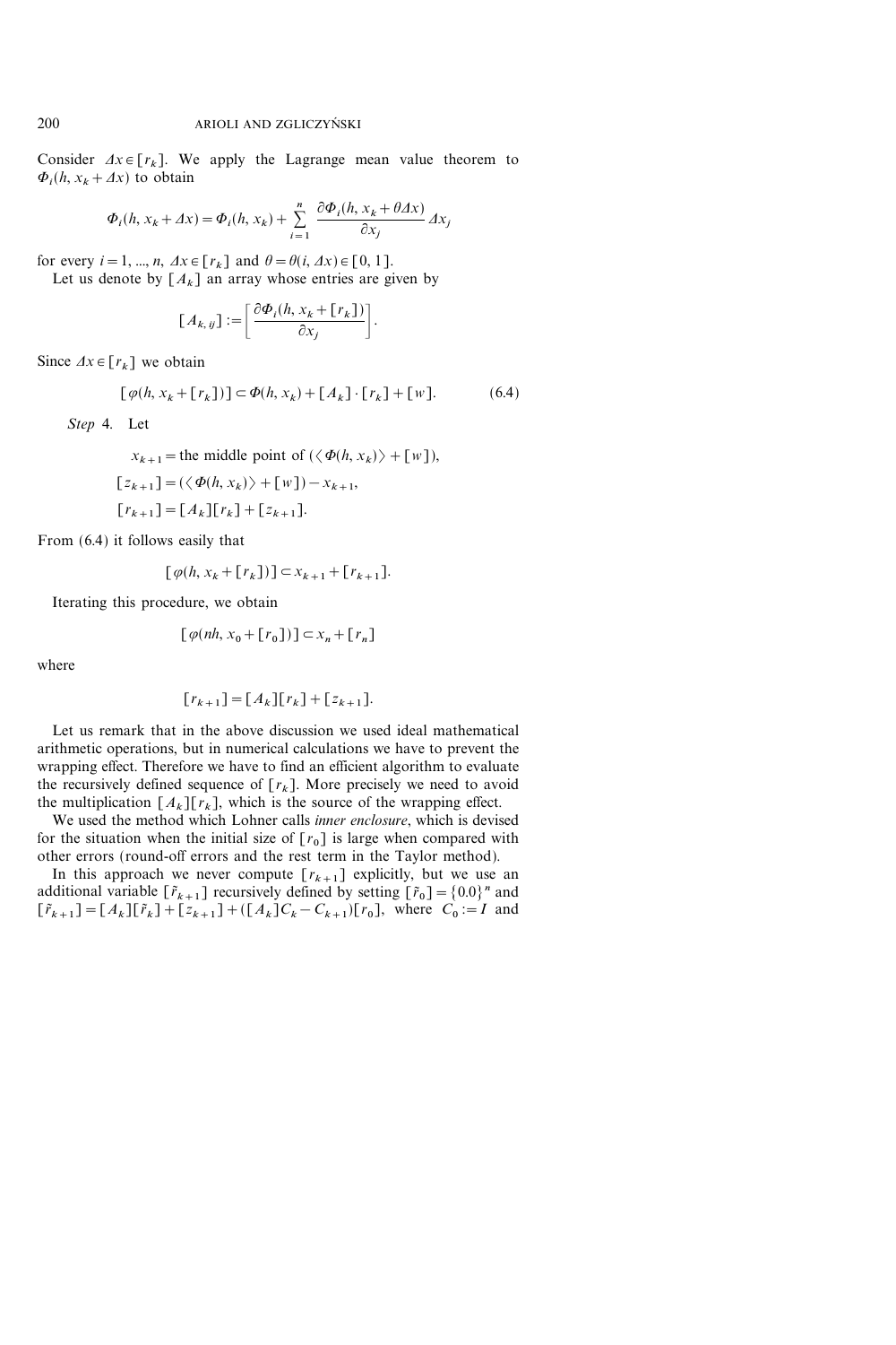Consider $\Delta x \in [r_k]$. We apply the Lagrange mean value theorem to $\Phi_i(h, x_k + \Delta x)$ to obtain

$$\Phi_i(h, x_k + \Delta x) = \Phi_i(h, x_k) + \sum_{i=1}^{n} \frac{\partial \Phi_i(h, x_k + \theta \Delta x)}{\partial x_j} \Delta x_j$$

for every $i = 1, ..., n$, $\Delta x \in [r_k]$ and $\theta = \theta(i, \Delta x) \in [0, 1]$.

Let us denote by $[A_k]$ an array whose entries are given by

$$[A_{k,ij}] := \left[ \frac{\partial \Phi_i(h, x_k + [r_k])}{\partial x_j} \right].$$

Since $\Delta x \in [r_k]$ we obtain

$$[\varphi(h, x_k + [r_k])] \subset \Phi(h, x_k) + [A_k] \cdot [r_k] + [w]. \tag{6.4}$$

*Step* 4. Let

$$x_{k+1} = \text{the middle point of } (\langle \Phi(h, x_k) \rangle + [w]),$$
$$[z_{k+1}] = (\langle \Phi(h, x_k) \rangle + [w]) - x_{k+1},$$
$$[r_{k+1}] = [A_k][r_k] + [z_{k+1}].$$

From (6.4) it follows easily that

$$[\varphi(h, x_k + [r_k])] \subset x_{k+1} + [r_{k+1}].$$

Iterating this procedure, we obtain

$$[\varphi(nh, x_0 + [r_0])] \subset x_n + [r_n]$$

where

$$[r_{k+1}] = [A_k][r_k] + [z_{k+1}].$$

Let us remark that in the above discussion we used ideal mathematical arithmetic operations, but in numerical calculations we have to prevent the wrapping effect. Therefore we have to find an efficient algorithm to evaluate the recursively defined sequence of $[r_k]$. More precisely we need to avoid the multiplication $[A_k][r_k]$, which is the source of the wrapping effect.

We used the method which Lohner calls *inner enclosure*, which is devised for the situation when the initial size of $[r_0]$ is large when compared with other errors (round-off errors and the rest term in the Taylor method).

In this approach we never compute $[r_{k+1}]$ explicitly, but we use an additional variable $[\tilde{r}_{k+1}]$ recursively defined by setting $[\tilde{r}_0] = \{0.0\}^n$ and $[\tilde{r}_{k+1}] = [A_k][\tilde{r}_k] + [z_{k+1}] + ([A_k] C_k - C_{k+1})[r_0]$, where $C_0 := I$ and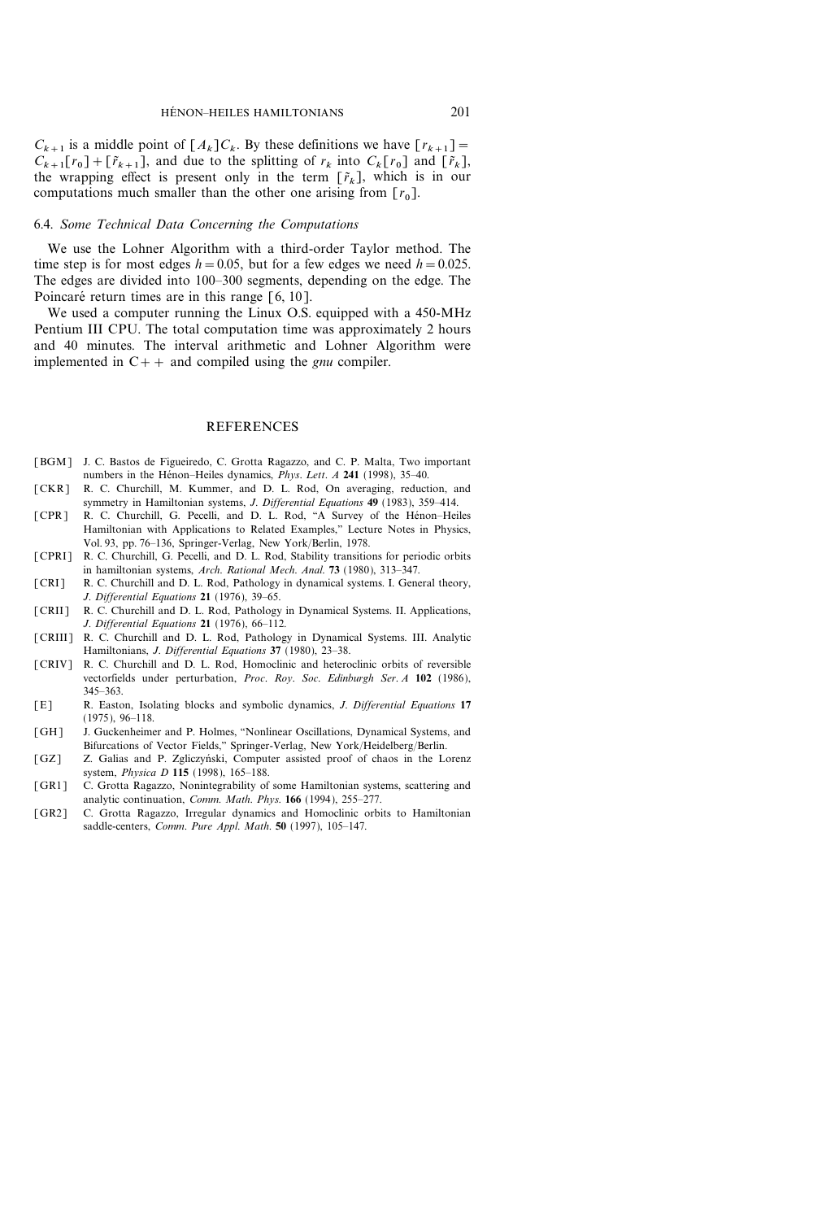$C_{k+1}$ is a middle point of $[A_k]C_k$. By these definitions we have $[r_{k+1}] = C_{k+1}[r_0] + [\tilde{r}_{k+1}]$, and due to the splitting of $r_k$ into $C_k[r_0]$ and $[\tilde{r}_k]$, the wrapping effect is present only in the term $[\tilde{r}_k]$, which is in our computations much smaller than the other one arising from $[r_0]$.

### 6.4. *Some Technical Data Concerning the Computations*

We use the Lohner Algorithm with a third-order Taylor method. The time step is for most edges $h = 0.05$, but for a few edges we need $h = 0.025$. The edges are divided into 100–300 segments, depending on the edge. The Poincaré return times are in this range $[6, 10]$.

We used a computer running the Linux O.S. equipped with a 450-MHz Pentium III CPU. The total computation time was approximately 2 hours and 40 minutes. The interval arithmetic and Lohner Algorithm were implemented in C++ and compiled using the *gnu* compiler.

## REFERENCES

- [BGM] J. C. Bastos de Figueiredo, C. Grotta Ragazzo, and C. P. Malta, Two important numbers in the Hénon–Heiles dynamics, *Phys. Lett. A* **241** (1998), 35–40.
- [CKR] R. C. Churchill, M. Kummer, and D. L. Rod, On averaging, reduction, and symmetry in Hamiltonian systems, *J. Differential Equations* **49** (1983), 359–414.
- [CPR] R. C. Churchill, G. Pecelli, and D. L. Rod, "A Survey of the Hénon–Heiles Hamiltonian with Applications to Related Examples," Lecture Notes in Physics, Vol. 93, pp. 76–136, Springer-Verlag, New York/Berlin, 1978.
- [CPRI] R. C. Churchill, G. Pecelli, and D. L. Rod, Stability transitions for periodic orbits in hamiltonian systems, *Arch. Rational Mech. Anal.* **73** (1980), 313–347.
- [CRI] R. C. Churchill and D. L. Rod, Pathology in dynamical systems. I. General theory, *J. Differential Equations* **21** (1976), 39–65.
- [CRII] R. C. Churchill and D. L. Rod, Pathology in Dynamical Systems. II. Applications, *J. Differential Equations* **21** (1976), 66–112.
- [CRIII] R. C. Churchill and D. L. Rod, Pathology in Dynamical Systems. III. Analytic Hamiltonians, *J. Differential Equations* **37** (1980), 23–38.
- [CRIV] R. C. Churchill and D. L. Rod, Homoclinic and heteroclinic orbits of reversible vectorfields under perturbation, *Proc. Roy. Soc. Edinburgh Ser. A* **102** (1986), 345–363.
- [E] R. Easton, Isolating blocks and symbolic dynamics, *J. Differential Equations* **17** (1975), 96–118.
- [GH] J. Guckenheimer and P. Holmes, "Nonlinear Oscillations, Dynamical Systems, and Bifurcations of Vector Fields," Springer-Verlag, New York/Heidelberg/Berlin.
- [GZ] Z. Galias and P. Zgliczyński, Computer assisted proof of chaos in the Lorenz system, *Physica D* **115** (1998), 165–188.
- [GR1] C. Grotta Ragazzo, Nonintegrability of some Hamiltonian systems, scattering and analytic continuation, *Comm. Math. Phys.* **166** (1994), 255–277.
- [GR2] C. Grotta Ragazzo, Irregular dynamics and Homoclinic orbits to Hamiltonian saddle-centers, *Comm. Pure Appl. Math.* **50** (1997), 105–147.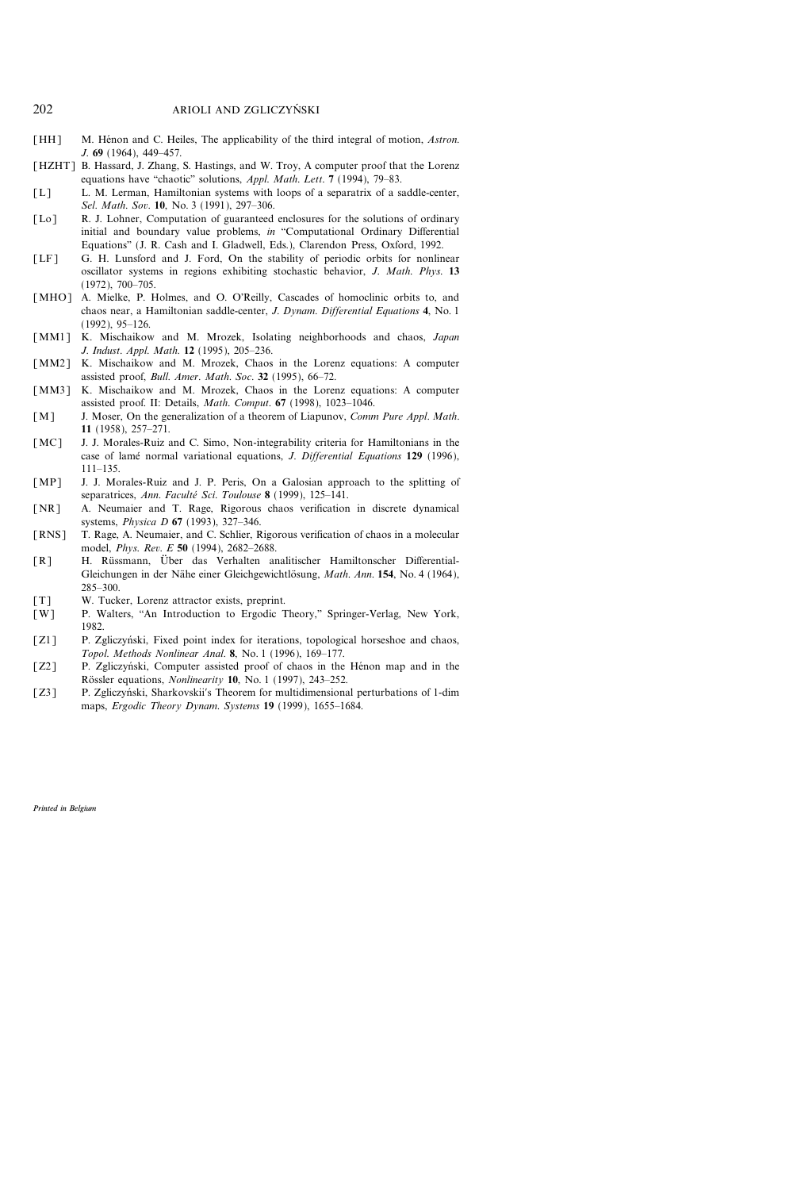[HH] M. Hénon and C. Heiles, The applicability of the third integral of motion, *Astron. J.* **69** (1964), 449–457.

[HZHT] B. Hassard, J. Zhang, S. Hastings, and W. Troy, A computer proof that the Lorenz equations have "chaotic" solutions, *Appl. Math. Lett.* **7** (1994), 79–83.

[L] L. M. Lerman, Hamiltonian systems with loops of a separatrix of a saddle-center, *Sel. Math. Sov.* **10**, No. 3 (1991), 297–306.

[Lo] R. J. Lohner, Computation of guaranteed enclosures for the solutions of ordinary initial and boundary value problems, *in* "Computational Ordinary Differential Equations" (J. R. Cash and I. Gladwell, Eds.), Clarendon Press, Oxford, 1992.

[LF] G. H. Lunsford and J. Ford, On the stability of periodic orbits for nonlinear oscillator systems in regions exhibiting stochastic behavior, *J. Math. Phys.* **13** (1972), 700–705.

[MHO] A. Mielke, P. Holmes, and O. O'Reilly, Cascades of homoclinic orbits to, and chaos near, a Hamiltonian saddle-center, *J. Dynam. Differential Equations* **4**, No. 1 (1992), 95–126.

[MM1] K. Mischaikow and M. Mrozek, Isolating neighborhoods and chaos, *Japan J. Indust. Appl. Math.* **12** (1995), 205–236.

[MM2] K. Mischaikow and M. Mrozek, Chaos in the Lorenz equations: A computer assisted proof, *Bull. Amer. Math. Soc.* **32** (1995), 66–72.

[MM3] K. Mischaikow and M. Mrozek, Chaos in the Lorenz equations: A computer assisted proof. II: Details, *Math. Comput.* **67** (1998), 1023–1046.

[M] J. Moser, On the generalization of a theorem of Liapunov, *Comm Pure Appl. Math.* **11** (1958), 257–271.

[MC] J. J. Morales-Ruiz and C. Simo, Non-integrability criteria for Hamiltonians in the case of lamé normal variational equations, *J. Differential Equations* **129** (1996), 111–135.

[MP] J. J. Morales-Ruiz and J. P. Peris, On a Galosian approach to the splitting of separatrices, *Ann. Faculté Sci. Toulouse* **8** (1999), 125–141.

[NR] A. Neumaier and T. Rage, Rigorous chaos verification in discrete dynamical systems, *Physica D* **67** (1993), 327–346.

[RNS] T. Rage, A. Neumaier, and C. Schlier, Rigorous verification of chaos in a molecular model, *Phys. Rev. E* **50** (1994), 2682–2688.

[R] H. Rüssmann, Über das Verhalten analitischer Hamiltonscher Differential-Gleichungen in der Nähe einer Gleichgewichtlösung, *Math. Ann.* **154**, No. 4 (1964), 285–300.

[T] W. Tucker, Lorenz attractor exists, preprint.

[W] P. Walters, "An Introduction to Ergodic Theory," Springer-Verlag, New York, 1982.

[Z1] P. Zgliczyński, Fixed point index for iterations, topological horseshoe and chaos, *Topol. Methods Nonlinear Anal.* **8**, No. 1 (1996), 169–177.

[Z2] P. Zgliczyński, Computer assisted proof of chaos in the Hénon map and in the Rössler equations, *Nonlinearity* **10**, No. 1 (1997), 243–252.

[Z3] P. Zgliczyński, Sharkovskii's Theorem for multidimensional perturbations of 1-dim maps, *Ergodic Theory Dynam. Systems* **19** (1999), 1655–1684.

*Printed in Belgium*